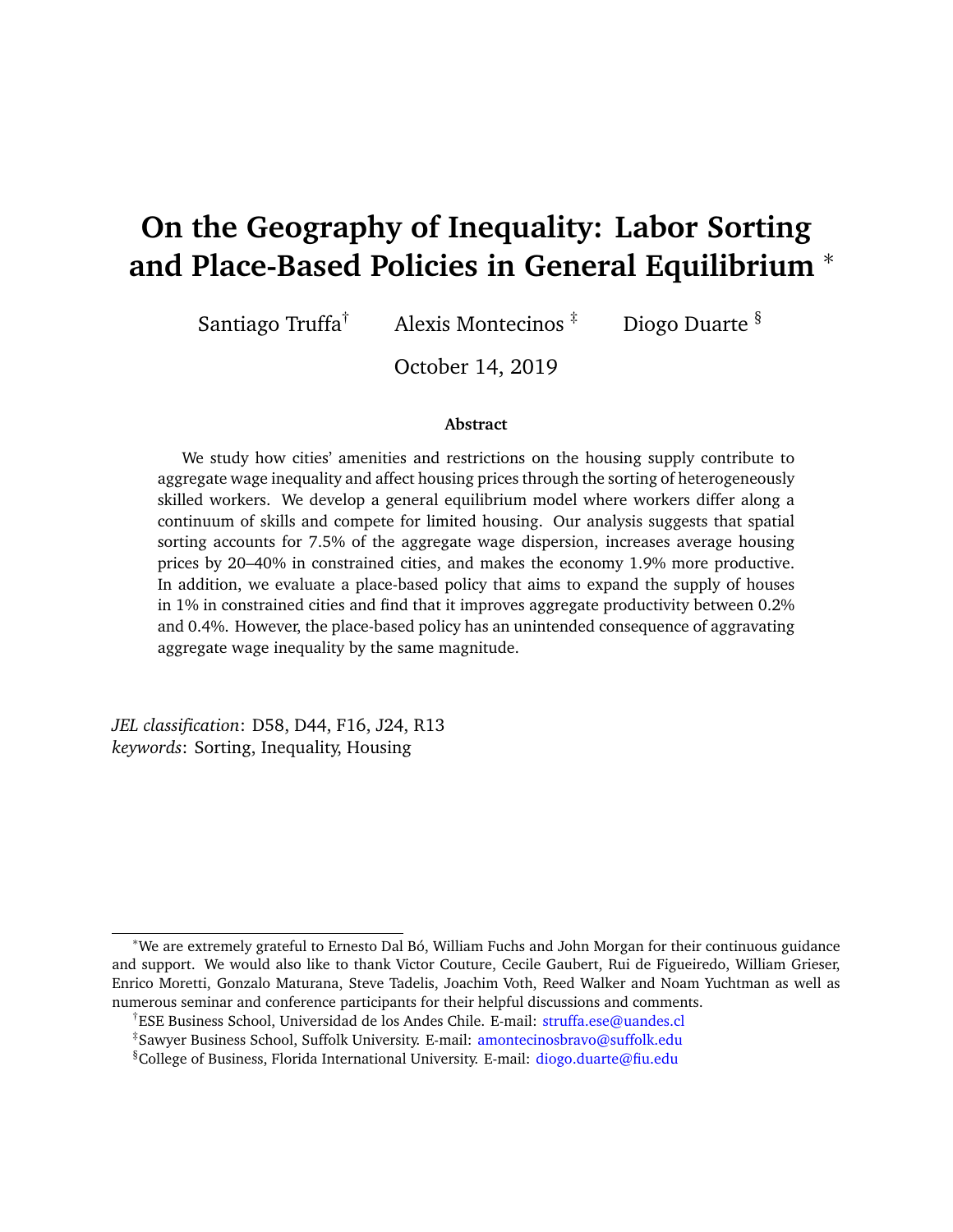# On the Geography of Inequality: Labor Sorting and Place-Based Policies in General Equilibrium *

Santiago Truffa[†] Alexis Montecinos [‡] Diogo Duarte [§]

October 14, 2019

**Abstract**

We study how cities' amenities and restrictions on the housing supply contribute to aggregate wage inequality and affect housing prices through the sorting of heterogeneously skilled workers. We develop a general equilibrium model where workers differ along a continuum of skills and compete for limited housing. Our analysis suggests that spatial sorting accounts for 7.5% of the aggregate wage dispersion, increases average housing prices by 20–40% in constrained cities, and makes the economy 1.9% more productive. In addition, we evaluate a place-based policy that aims to expand the supply of houses in 1% in constrained cities and find that it improves aggregate productivity between 0.2% and 0.4%. However, the place-based policy has an unintended consequence of aggravating aggregate wage inequality by the same magnitude.

*JEL classification*: D58, D44, F16, J24, R13
*keywords*: Sorting, Inequality, Housing

---

*We are extremely grateful to Ernesto Dal Bó, William Fuchs and John Morgan for their continuous guidance and support. We would also like to thank Victor Couture, Cecile Gaubert, Rui de Figueiredo, William Grieser, Enrico Moretti, Gonzalo Maturana, Steve Tadelis, Joachim Voth, Reed Walker and Noam Yuchtman as well as numerous seminar and conference participants for their helpful discussions and comments.

[†] ESE Business School, Universidad de los Andes Chile. E-mail: struffa.ese@uandes.cl

[‡] Sawyer Business School, Suffolk University. E-mail: amontecinosbravo@suffolk.edu

[§] College of Business, Florida International University. E-mail: diogo.duarte@fiu.edu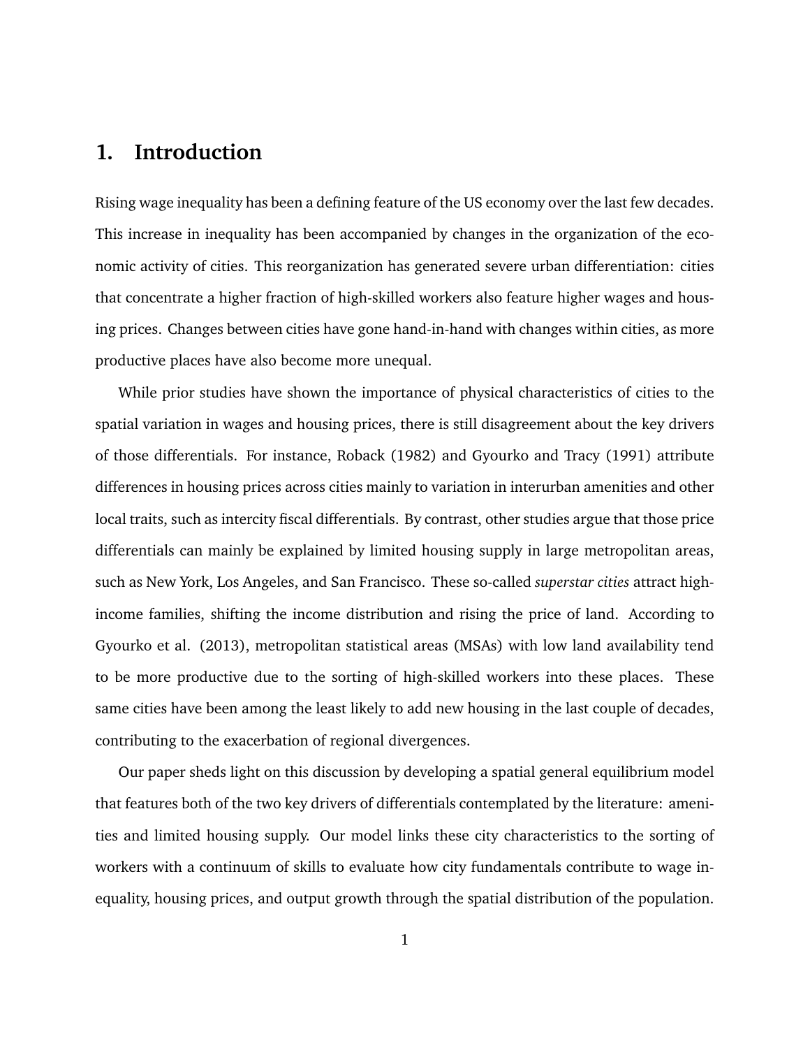# 1. Introduction

Rising wage inequality has been a defining feature of the US economy over the last few decades. This increase in inequality has been accompanied by changes in the organization of the economic activity of cities. This reorganization has generated severe urban differentiation: cities that concentrate a higher fraction of high-skilled workers also feature higher wages and housing prices. Changes between cities have gone hand-in-hand with changes within cities, as more productive places have also become more unequal.

While prior studies have shown the importance of physical characteristics of cities to the spatial variation in wages and housing prices, there is still disagreement about the key drivers of those differentials. For instance, Roback (1982) and Gyourko and Tracy (1991) attribute differences in housing prices across cities mainly to variation in interurban amenities and other local traits, such as intercity fiscal differentials. By contrast, other studies argue that those price differentials can mainly be explained by limited housing supply in large metropolitan areas, such as New York, Los Angeles, and San Francisco. These so-called *superstar cities* attract high-income families, shifting the income distribution and rising the price of land. According to Gyourko et al. (2013), metropolitan statistical areas (MSAs) with low land availability tend to be more productive due to the sorting of high-skilled workers into these places. These same cities have been among the least likely to add new housing in the last couple of decades, contributing to the exacerbation of regional divergences.

Our paper sheds light on this discussion by developing a spatial general equilibrium model that features both of the two key drivers of differentials contemplated by the literature: amenities and limited housing supply. Our model links these city characteristics to the sorting of workers with a continuum of skills to evaluate how city fundamentals contribute to wage inequality, housing prices, and output growth through the spatial distribution of the population.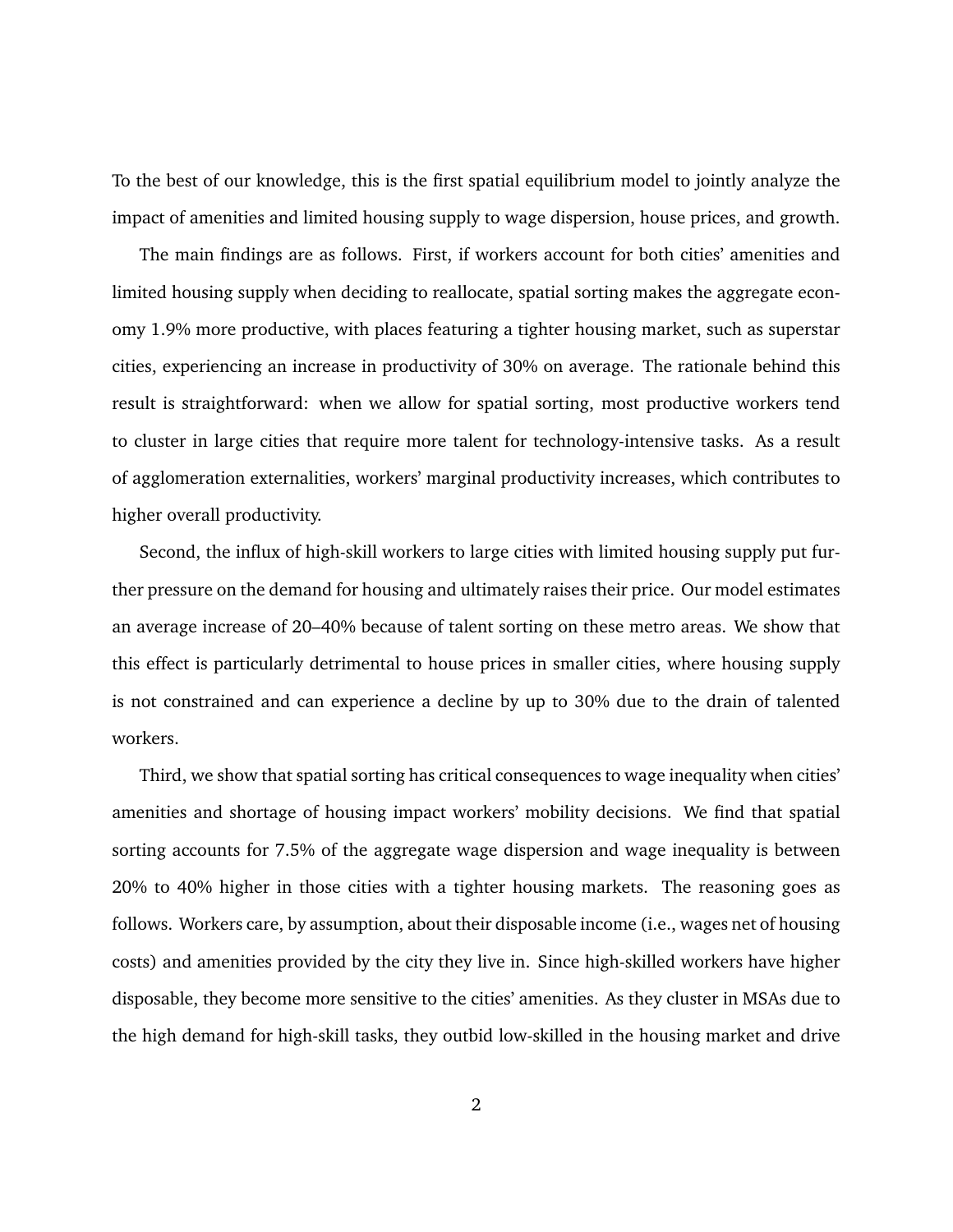To the best of our knowledge, this is the first spatial equilibrium model to jointly analyze the impact of amenities and limited housing supply to wage dispersion, house prices, and growth.

The main findings are as follows. First, if workers account for both cities' amenities and limited housing supply when deciding to reallocate, spatial sorting makes the aggregate economy 1.9% more productive, with places featuring a tighter housing market, such as superstar cities, experiencing an increase in productivity of 30% on average. The rationale behind this result is straightforward: when we allow for spatial sorting, most productive workers tend to cluster in large cities that require more talent for technology-intensive tasks. As a result of agglomeration externalities, workers' marginal productivity increases, which contributes to higher overall productivity.

Second, the influx of high-skill workers to large cities with limited housing supply put further pressure on the demand for housing and ultimately raises their price. Our model estimates an average increase of 20–40% because of talent sorting on these metro areas. We show that this effect is particularly detrimental to house prices in smaller cities, where housing supply is not constrained and can experience a decline by up to 30% due to the drain of talented workers.

Third, we show that spatial sorting has critical consequences to wage inequality when cities' amenities and shortage of housing impact workers' mobility decisions. We find that spatial sorting accounts for 7.5% of the aggregate wage dispersion and wage inequality is between 20% to 40% higher in those cities with a tighter housing markets. The reasoning goes as follows. Workers care, by assumption, about their disposable income (i.e., wages net of housing costs) and amenities provided by the city they live in. Since high-skilled workers have higher disposable, they become more sensitive to the cities' amenities. As they cluster in MSAs due to the high demand for high-skill tasks, they outbid low-skilled in the housing market and drive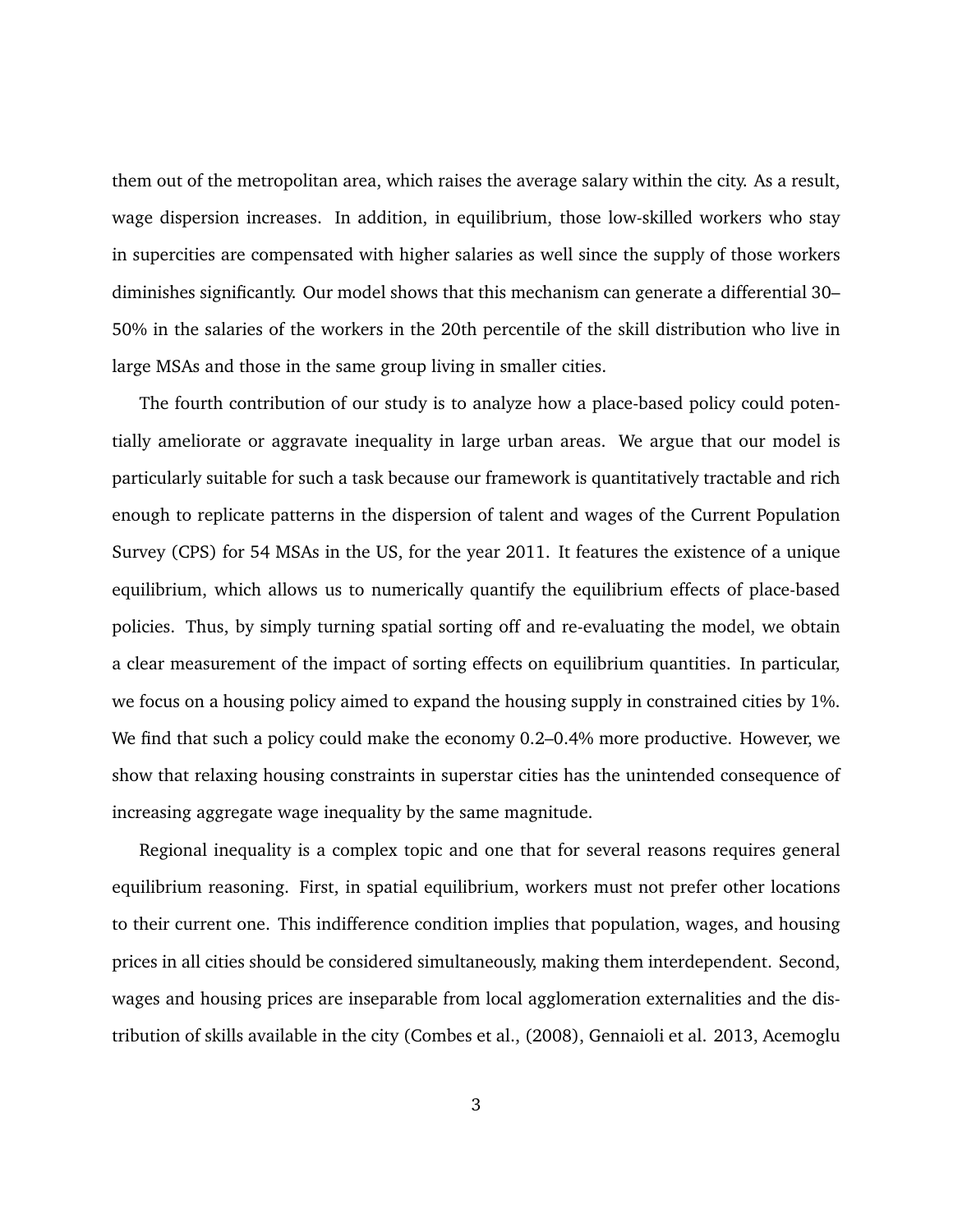them out of the metropolitan area, which raises the average salary within the city. As a result, wage dispersion increases. In addition, in equilibrium, those low-skilled workers who stay in supercities are compensated with higher salaries as well since the supply of those workers diminishes significantly. Our model shows that this mechanism can generate a differential 30–50% in the salaries of the workers in the 20th percentile of the skill distribution who live in large MSAs and those in the same group living in smaller cities.

The fourth contribution of our study is to analyze how a place-based policy could potentially ameliorate or aggravate inequality in large urban areas. We argue that our model is particularly suitable for such a task because our framework is quantitatively tractable and rich enough to replicate patterns in the dispersion of talent and wages of the Current Population Survey (CPS) for 54 MSAs in the US, for the year 2011. It features the existence of a unique equilibrium, which allows us to numerically quantify the equilibrium effects of place-based policies. Thus, by simply turning spatial sorting off and re-evaluating the model, we obtain a clear measurement of the impact of sorting effects on equilibrium quantities. In particular, we focus on a housing policy aimed to expand the housing supply in constrained cities by 1%. We find that such a policy could make the economy 0.2–0.4% more productive. However, we show that relaxing housing constraints in superstar cities has the unintended consequence of increasing aggregate wage inequality by the same magnitude.

Regional inequality is a complex topic and one that for several reasons requires general equilibrium reasoning. First, in spatial equilibrium, workers must not prefer other locations to their current one. This indifference condition implies that population, wages, and housing prices in all cities should be considered simultaneously, making them interdependent. Second, wages and housing prices are inseparable from local agglomeration externalities and the distribution of skills available in the city (Combes et al., (2008), Gennaioli et al. 2013, Acemoglu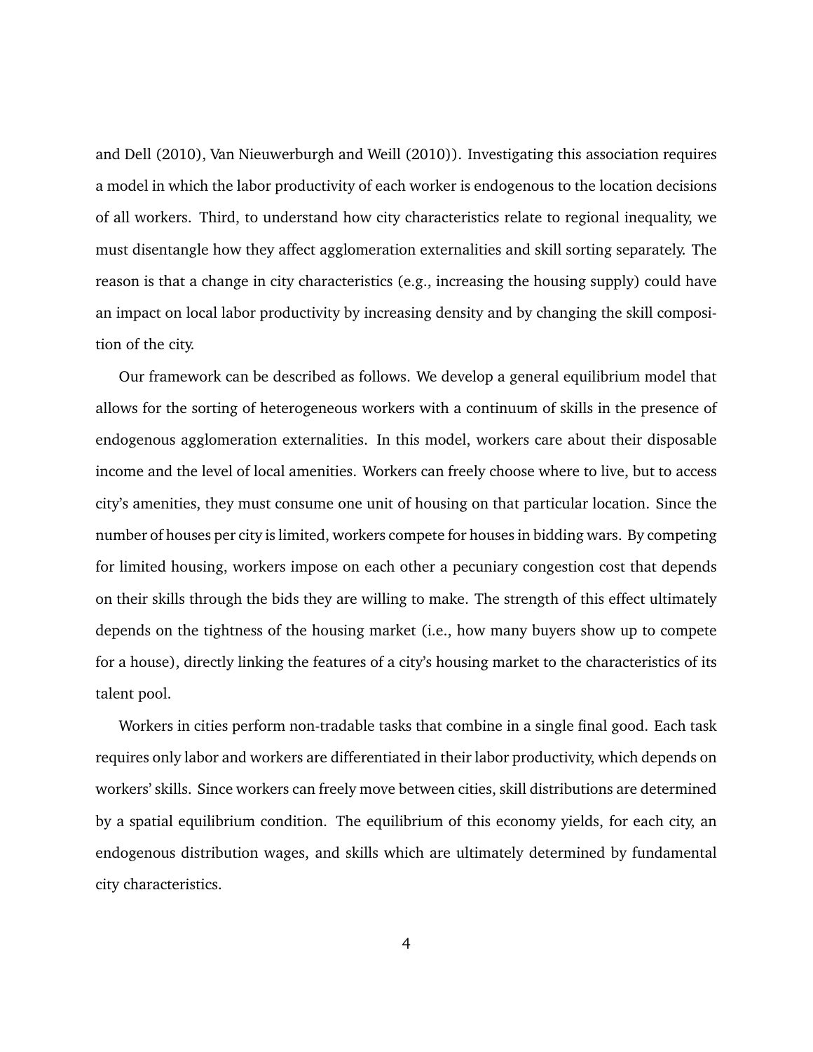and Dell (2010), Van Nieuwerburgh and Weill (2010)). Investigating this association requires a model in which the labor productivity of each worker is endogenous to the location decisions of all workers. Third, to understand how city characteristics relate to regional inequality, we must disentangle how they affect agglomeration externalities and skill sorting separately. The reason is that a change in city characteristics (e.g., increasing the housing supply) could have an impact on local labor productivity by increasing density and by changing the skill composition of the city.

Our framework can be described as follows. We develop a general equilibrium model that allows for the sorting of heterogeneous workers with a continuum of skills in the presence of endogenous agglomeration externalities. In this model, workers care about their disposable income and the level of local amenities. Workers can freely choose where to live, but to access city's amenities, they must consume one unit of housing on that particular location. Since the number of houses per city is limited, workers compete for houses in bidding wars. By competing for limited housing, workers impose on each other a pecuniary congestion cost that depends on their skills through the bids they are willing to make. The strength of this effect ultimately depends on the tightness of the housing market (i.e., how many buyers show up to compete for a house), directly linking the features of a city's housing market to the characteristics of its talent pool.

Workers in cities perform non-tradable tasks that combine in a single final good. Each task requires only labor and workers are differentiated in their labor productivity, which depends on workers' skills. Since workers can freely move between cities, skill distributions are determined by a spatial equilibrium condition. The equilibrium of this economy yields, for each city, an endogenous distribution wages, and skills which are ultimately determined by fundamental city characteristics.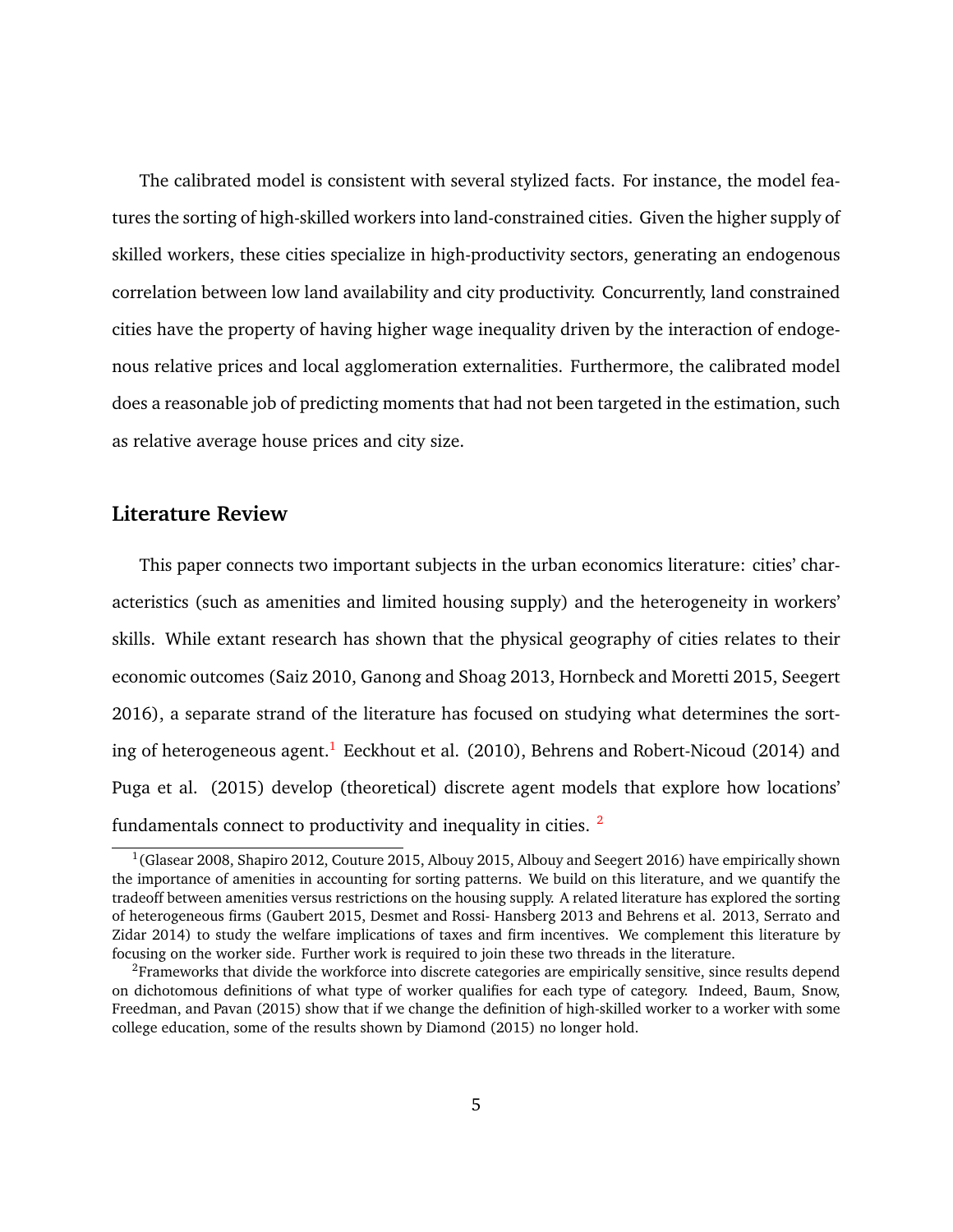The calibrated model is consistent with several stylized facts. For instance, the model features the sorting of high-skilled workers into land-constrained cities. Given the higher supply of skilled workers, these cities specialize in high-productivity sectors, generating an endogenous correlation between low land availability and city productivity. Concurrently, land constrained cities have the property of having higher wage inequality driven by the interaction of endogenous relative prices and local agglomeration externalities. Furthermore, the calibrated model does a reasonable job of predicting moments that had not been targeted in the estimation, such as relative average house prices and city size.

## Literature Review

This paper connects two important subjects in the urban economics literature: cities' characteristics (such as amenities and limited housing supply) and the heterogeneity in workers' skills. While extant research has shown that the physical geography of cities relates to their economic outcomes (Saiz 2010, Ganong and Shoag 2013, Hornbeck and Moretti 2015, Seegert 2016), a separate strand of the literature has focused on studying what determines the sorting of heterogeneous agent.[1] Eeckhout et al. (2010), Behrens and Robert-Nicoud (2014) and Puga et al. (2015) develop (theoretical) discrete agent models that explore how locations' fundamentals connect to productivity and inequality in cities. [2]

[1] (Glasear 2008, Shapiro 2012, Couture 2015, Albouy 2015, Albouy and Seegert 2016) have empirically shown the importance of amenities in accounting for sorting patterns. We build on this literature, and we quantify the tradeoff between amenities versus restrictions on the housing supply. A related literature has explored the sorting of heterogeneous firms (Gaubert 2015, Desmet and Rossi- Hansberg 2013 and Behrens et al. 2013, Serrato and Zidar 2014) to study the welfare implications of taxes and firm incentives. We complement this literature by focusing on the worker side. Further work is required to join these two threads in the literature.

[2] Frameworks that divide the workforce into discrete categories are empirically sensitive, since results depend on dichotomous definitions of what type of worker qualifies for each type of category. Indeed, Baum, Snow, Freedman, and Pavan (2015) show that if we change the definition of high-skilled worker to a worker with some college education, some of the results shown by Diamond (2015) no longer hold.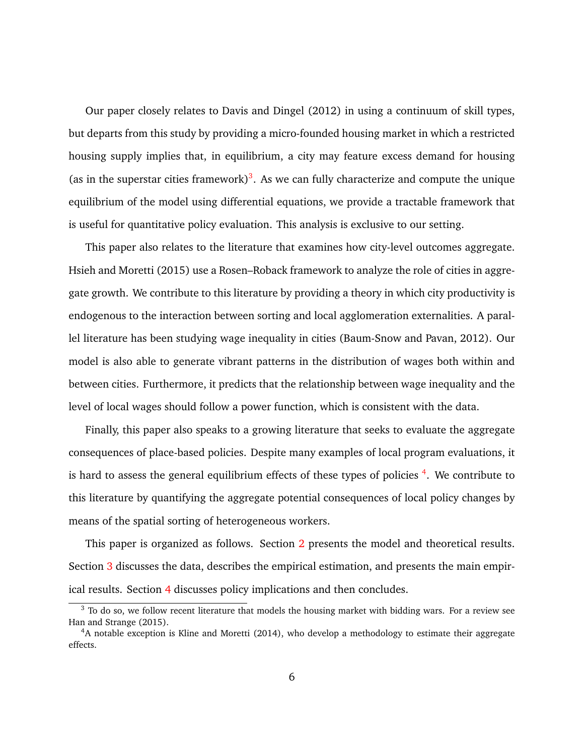Our paper closely relates to Davis and Dingel (2012) in using a continuum of skill types, but departs from this study by providing a micro-founded housing market in which a restricted housing supply implies that, in equilibrium, a city may feature excess demand for housing (as in the superstar cities framework)[3]. As we can fully characterize and compute the unique equilibrium of the model using differential equations, we provide a tractable framework that is useful for quantitative policy evaluation. This analysis is exclusive to our setting.

This paper also relates to the literature that examines how city-level outcomes aggregate. Hsieh and Moretti (2015) use a Rosen–Roback framework to analyze the role of cities in aggregate growth. We contribute to this literature by providing a theory in which city productivity is endogenous to the interaction between sorting and local agglomeration externalities. A parallel literature has been studying wage inequality in cities (Baum-Snow and Pavan, 2012). Our model is also able to generate vibrant patterns in the distribution of wages both within and between cities. Furthermore, it predicts that the relationship between wage inequality and the level of local wages should follow a power function, which is consistent with the data.

Finally, this paper also speaks to a growing literature that seeks to evaluate the aggregate consequences of place-based policies. Despite many examples of local program evaluations, it is hard to assess the general equilibrium effects of these types of policies [4]. We contribute to this literature by quantifying the aggregate potential consequences of local policy changes by means of the spatial sorting of heterogeneous workers.

This paper is organized as follows. Section 2 presents the model and theoretical results. Section 3 discusses the data, describes the empirical estimation, and presents the main empirical results. Section 4 discusses policy implications and then concludes.

[3] To do so, we follow recent literature that models the housing market with bidding wars. For a review see Han and Strange (2015).

[4] A notable exception is Kline and Moretti (2014), who develop a methodology to estimate their aggregate effects.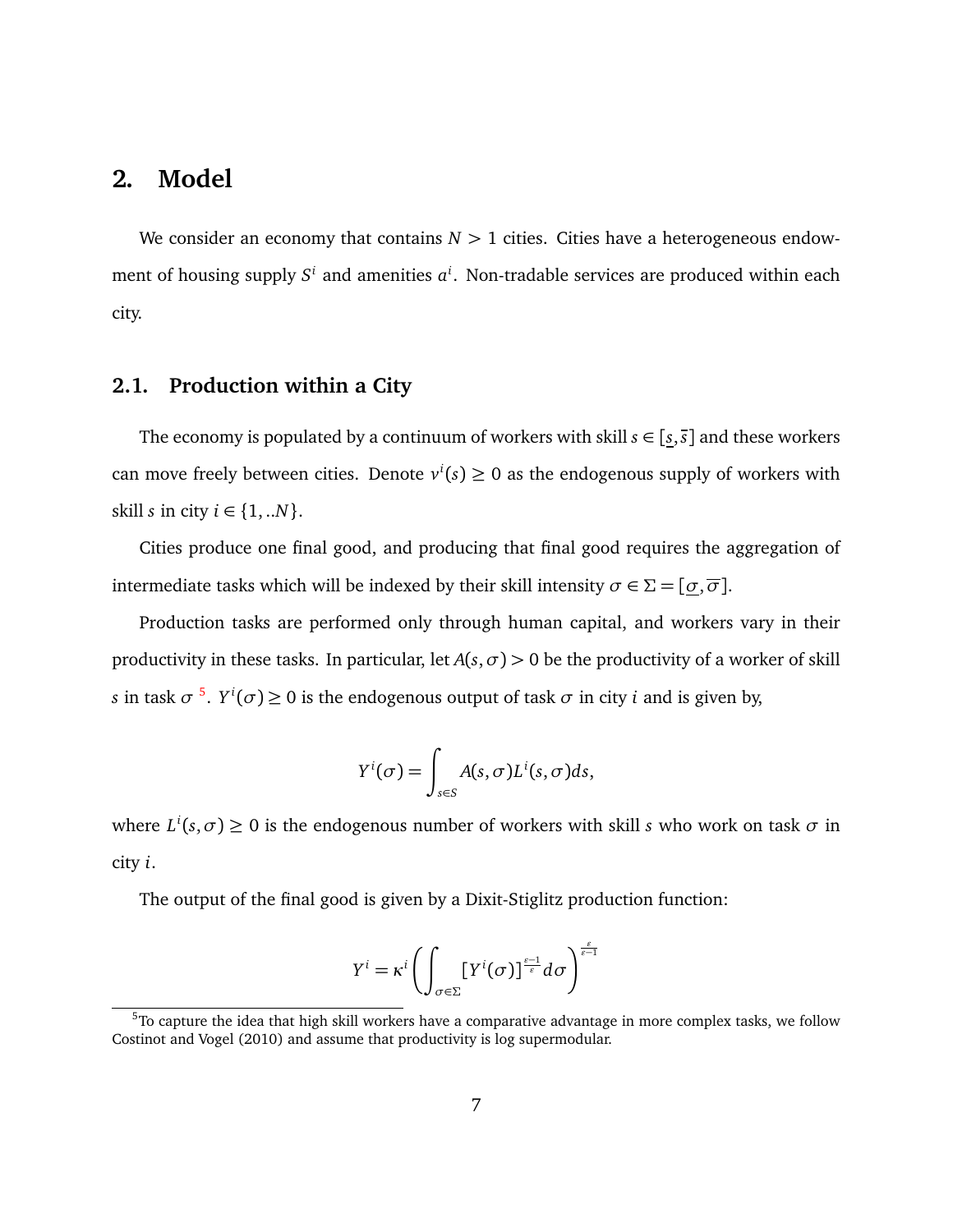# 2. Model

We consider an economy that contains $N > 1$ cities. Cities have a heterogeneous endowment of housing supply $S^i$ and amenities $a^i$. Non-tradable services are produced within each city.

## 2.1. Production within a City

The economy is populated by a continuum of workers with skill $s \in [\underline{s}, \overline{s}]$ and these workers can move freely between cities. Denote $v^i(s) \geq 0$ as the endogenous supply of workers with skill $s$ in city $i \in \{1, ..N\}$.

Cities produce one final good, and producing that final good requires the aggregation of intermediate tasks which will be indexed by their skill intensity $\sigma \in \Sigma = [\underline{\sigma}, \overline{\sigma}]$.

Production tasks are performed only through human capital, and workers vary in their productivity in these tasks. In particular, let $A(s, \sigma) > 0$ be the productivity of a worker of skill $s$ in task $\sigma$ [5]. $Y^i(\sigma) \geq 0$ is the endogenous output of task $\sigma$ in city $i$ and is given by,

$$Y^i(\sigma) = \int_{s \in S} A(s, \sigma) L^i(s, \sigma) ds,$$

where $L^i(s, \sigma) \geq 0$ is the endogenous number of workers with skill $s$ who work on task $\sigma$ in city $i$.

The output of the final good is given by a Dixit-Stiglitz production function:

$$Y^i = \kappa^i \left( \int_{\sigma \in \Sigma} [Y^i(\sigma)]^{\frac{\varepsilon - 1}{\varepsilon}} d\sigma \right)^{\frac{\varepsilon}{\varepsilon - 1}}$$

[5] To capture the idea that high skill workers have a comparative advantage in more complex tasks, we follow Costinot and Vogel (2010) and assume that productivity is log supermodular.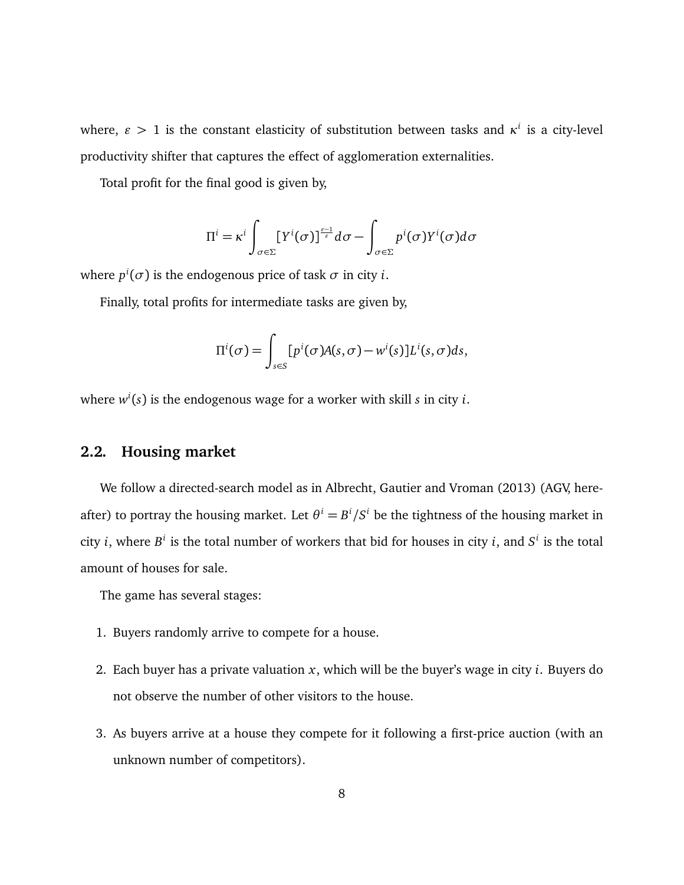where, $\varepsilon > 1$ is the constant elasticity of substitution between tasks and $\kappa^i$ is a city-level productivity shifter that captures the effect of agglomeration externalities.

Total profit for the final good is given by,

$$\Pi^i = \kappa^i \int_{\sigma \in \Sigma} [Y^i(\sigma)]^{\frac{\varepsilon-1}{\varepsilon}} d\sigma - \int_{\sigma \in \Sigma} p^i(\sigma) Y^i(\sigma) d\sigma$$

where $p^i(\sigma)$ is the endogenous price of task $\sigma$ in city $i$.

Finally, total profits for intermediate tasks are given by,

$$\Pi^i(\sigma) = \int_{s \in S} [p^i(\sigma) A(s, \sigma) - w^i(s)] L^i(s, \sigma) ds,$$

where $w^i(s)$ is the endogenous wage for a worker with skill $s$ in city $i$.

## 2.2. Housing market

We follow a directed-search model as in Albrecht, Gautier and Vroman (2013) (AGV, hereafter) to portray the housing market. Let $\theta^i = B^i/S^i$ be the tightness of the housing market in city $i$, where $B^i$ is the total number of workers that bid for houses in city $i$, and $S^i$ is the total amount of houses for sale.

The game has several stages:

1. Buyers randomly arrive to compete for a house.
2. Each buyer has a private valuation $x$, which will be the buyer's wage in city $i$. Buyers do not observe the number of other visitors to the house.
3. As buyers arrive at a house they compete for it following a first-price auction (with an unknown number of competitors).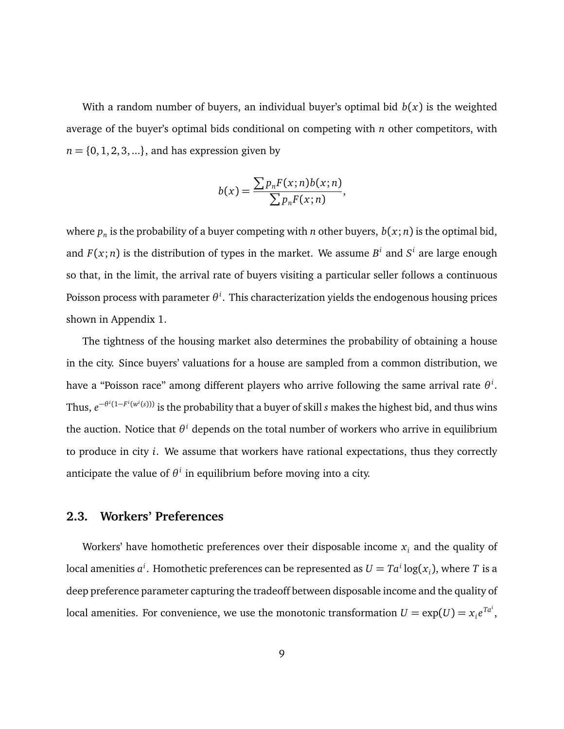With a random number of buyers, an individual buyer's optimal bid $b(x)$ is the weighted average of the buyer's optimal bids conditional on competing with $n$ other competitors, with $n = \{0, 1, 2, 3, ...\}$, and has expression given by

$$b(x) = \frac{\sum p_n F(x;n) b(x;n)}{\sum p_n F(x;n)},$$

where $p_n$ is the probability of a buyer competing with $n$ other buyers, $b(x;n)$ is the optimal bid, and $F(x;n)$ is the distribution of types in the market. We assume $B^i$ and $S^i$ are large enough so that, in the limit, the arrival rate of buyers visiting a particular seller follows a continuous Poisson process with parameter $\theta^i$. This characterization yields the endogenous housing prices shown in Appendix 1.

The tightness of the housing market also determines the probability of obtaining a house in the city. Since buyers' valuations for a house are sampled from a common distribution, we have a "Poisson race" among different players who arrive following the same arrival rate $\theta^i$. Thus, $e^{-\theta^i(1-F^i(w^i(s)))}$ is the probability that a buyer of skill $s$ makes the highest bid, and thus wins the auction. Notice that $\theta^i$ depends on the total number of workers who arrive in equilibrium to produce in city $i$. We assume that workers have rational expectations, thus they correctly anticipate the value of $\theta^i$ in equilibrium before moving into a city.

## 2.3. Workers' Preferences

Workers' have homothetic preferences over their disposable income $x_i$ and the quality of local amenities $a^i$. Homothetic preferences can be represented as $U = Ta^i \log(x_i)$, where $T$ is a deep preference parameter capturing the tradeoff between disposable income and the quality of local amenities. For convenience, we use the monotonic transformation $U = \exp(U) = x_i e^{Ta^i}$,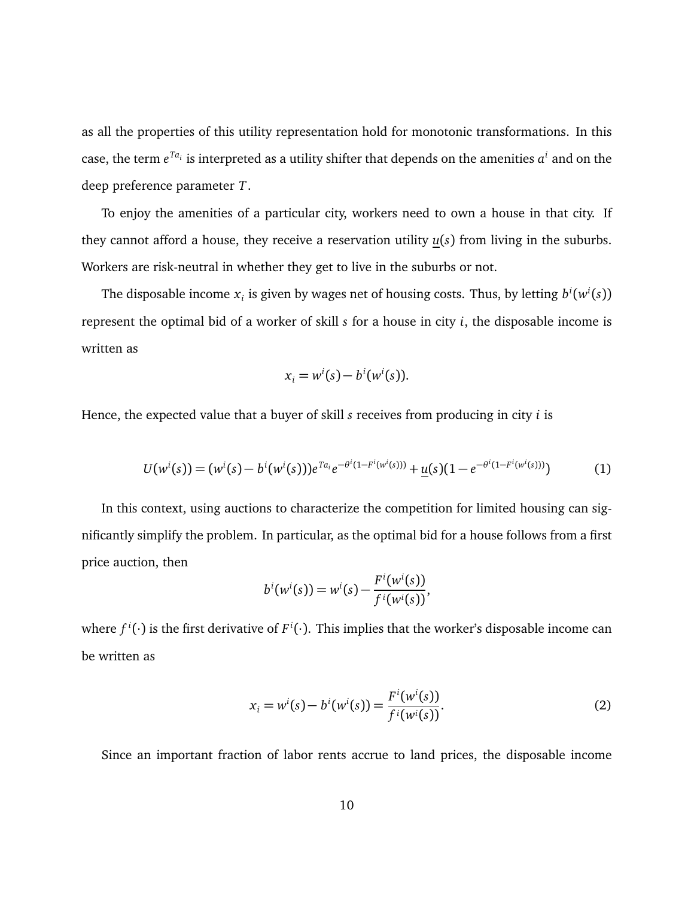as all the properties of this utility representation hold for monotonic transformations. In this case, the term $e^{Ta_i}$ is interpreted as a utility shifter that depends on the amenities $a^i$ and on the deep preference parameter $T$.

To enjoy the amenities of a particular city, workers need to own a house in that city. If they cannot afford a house, they receive a reservation utility $\underline{u}(s)$ from living in the suburbs. Workers are risk-neutral in whether they get to live in the suburbs or not.

The disposable income $x_i$ is given by wages net of housing costs. Thus, by letting $b^i(w^i(s))$ represent the optimal bid of a worker of skill $s$ for a house in city $i$, the disposable income is written as

$$x_i = w^i(s) - b^i(w^i(s)).$$

Hence, the expected value that a buyer of skill $s$ receives from producing in city $i$ is

$$U(w^i(s)) = (w^i(s) - b^i(w^i(s)))e^{Ta_i}e^{-\theta^i(1-F^i(w^i(s)))} + \underline{u}(s)(1 - e^{-\theta^i(1-F^i(w^i(s)))}) \tag{1}$$

In this context, using auctions to characterize the competition for limited housing can significantly simplify the problem. In particular, as the optimal bid for a house follows from a first price auction, then

$$b^i(w^i(s)) = w^i(s) - \frac{F^i(w^i(s))}{f^i(w^i(s))},$$

where $f^i(\cdot)$ is the first derivative of $F^i(\cdot)$. This implies that the worker's disposable income can be written as

$$x_i = w^i(s) - b^i(w^i(s)) = \frac{F^i(w^i(s))}{f^i(w^i(s))}. \tag{2}$$

Since an important fraction of labor rents accrue to land prices, the disposable income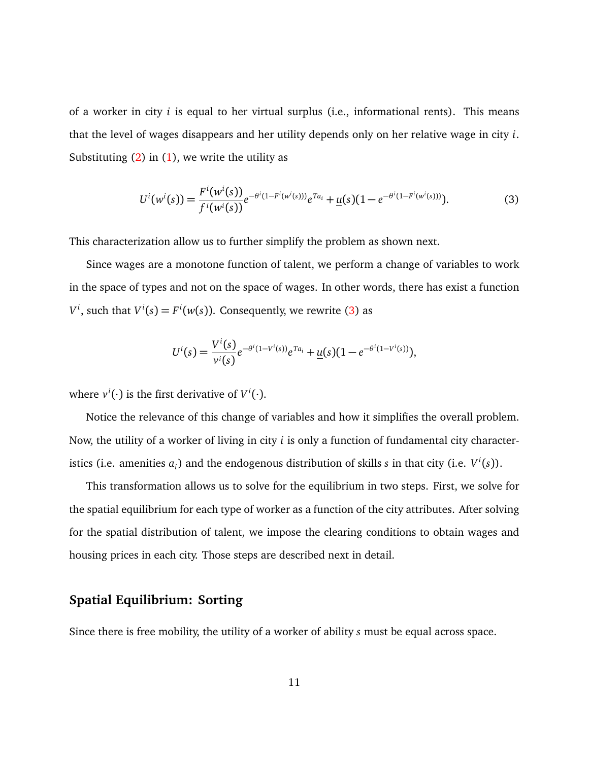of a worker in city $i$ is equal to her virtual surplus (i.e., informational rents). This means that the level of wages disappears and her utility depends only on her relative wage in city $i$. Substituting (2) in (1), we write the utility as

$$U^i(w^i(s)) = \frac{F^i(w^i(s))}{f^i(w^i(s))} e^{-\theta^i(1-F^i(w^i(s)))} e^{Ta_i} + \underline{u}(s)(1 - e^{-\theta^i(1-F^i(w^i(s)))}). \tag{3}$$

This characterization allow us to further simplify the problem as shown next.

Since wages are a monotone function of talent, we perform a change of variables to work in the space of types and not on the space of wages. In other words, there has exist a function $V^i$, such that $V^i(s) = F^i(w(s))$. Consequently, we rewrite (3) as

$$U^i(s) = \frac{V^i(s)}{v^i(s)} e^{-\theta^i(1-V^i(s))} e^{Ta_i} + \underline{u}(s)(1 - e^{-\theta^i(1-V^i(s))}),$$

where $v^i(\cdot)$ is the first derivative of $V^i(\cdot)$.

Notice the relevance of this change of variables and how it simplifies the overall problem. Now, the utility of a worker of living in city $i$ is only a function of fundamental city characteristics (i.e. amenities $a_i$) and the endogenous distribution of skills $s$ in that city (i.e. $V^i(s)$).

This transformation allows us to solve for the equilibrium in two steps. First, we solve for the spatial equilibrium for each type of worker as a function of the city attributes. After solving for the spatial distribution of talent, we impose the clearing conditions to obtain wages and housing prices in each city. Those steps are described next in detail.

## Spatial Equilibrium: Sorting

Since there is free mobility, the utility of a worker of ability $s$ must be equal across space.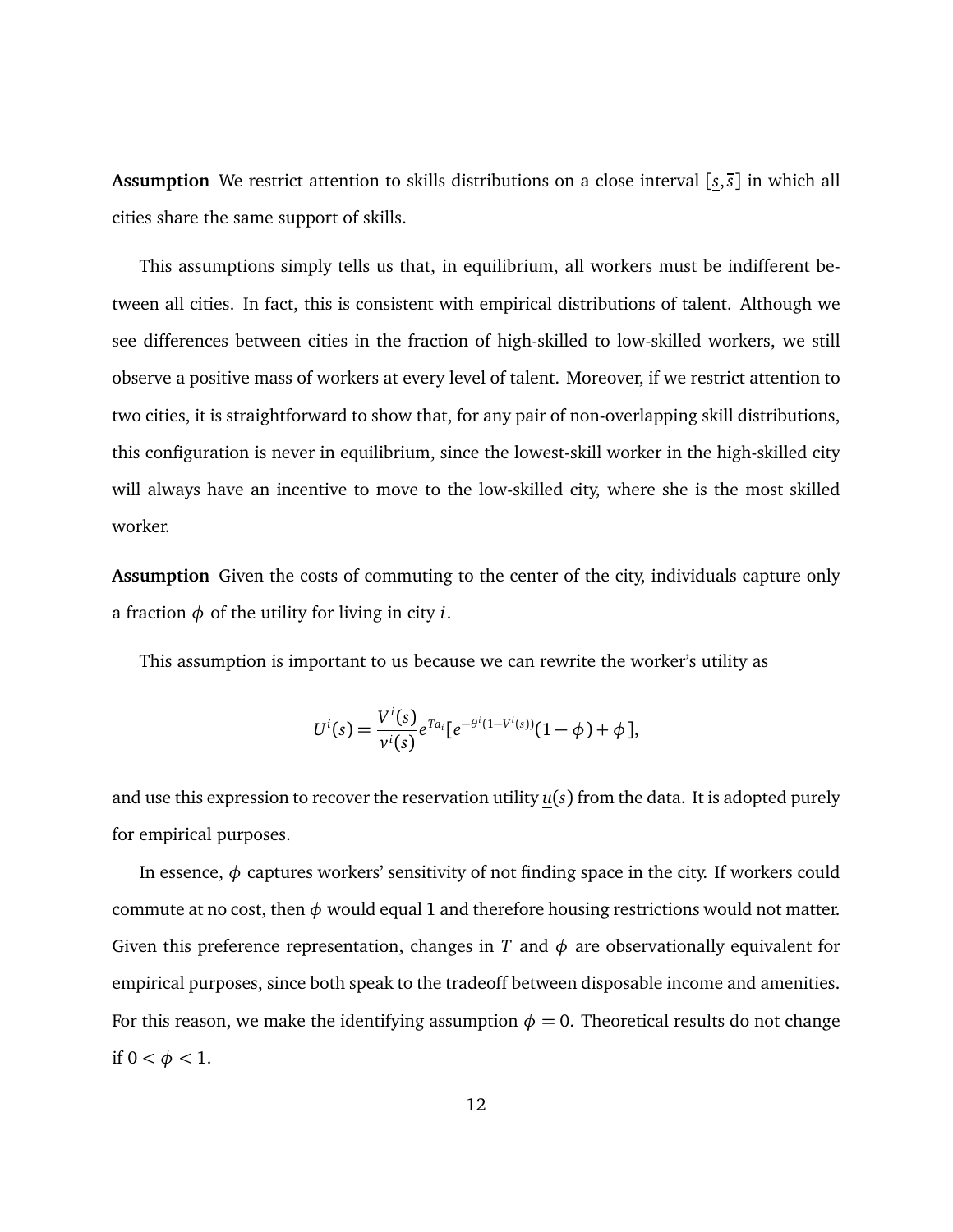**Assumption** We restrict attention to skills distributions on a close interval $[\underline{s}, \overline{s}]$ in which all cities share the same support of skills.

This assumptions simply tells us that, in equilibrium, all workers must be indifferent between all cities. In fact, this is consistent with empirical distributions of talent. Although we see differences between cities in the fraction of high-skilled to low-skilled workers, we still observe a positive mass of workers at every level of talent. Moreover, if we restrict attention to two cities, it is straightforward to show that, for any pair of non-overlapping skill distributions, this configuration is never in equilibrium, since the lowest-skill worker in the high-skilled city will always have an incentive to move to the low-skilled city, where she is the most skilled worker.

**Assumption** Given the costs of commuting to the center of the city, individuals capture only a fraction $\phi$ of the utility for living in city $i$.

This assumption is important to us because we can rewrite the worker's utility as

$$U^i(s) = \frac{V^i(s)}{v^i(s)} e^{Ta_i} [e^{-\theta^i(1-V^i(s))}(1-\phi) + \phi],$$

and use this expression to recover the reservation utility $\underline{u}(s)$ from the data. It is adopted purely for empirical purposes.

In essence, $\phi$ captures workers' sensitivity of not finding space in the city. If workers could commute at no cost, then $\phi$ would equal 1 and therefore housing restrictions would not matter. Given this preference representation, changes in $T$ and $\phi$ are observationally equivalent for empirical purposes, since both speak to the tradeoff between disposable income and amenities. For this reason, we make the identifying assumption $\phi = 0$. Theoretical results do not change if $0 < \phi < 1$.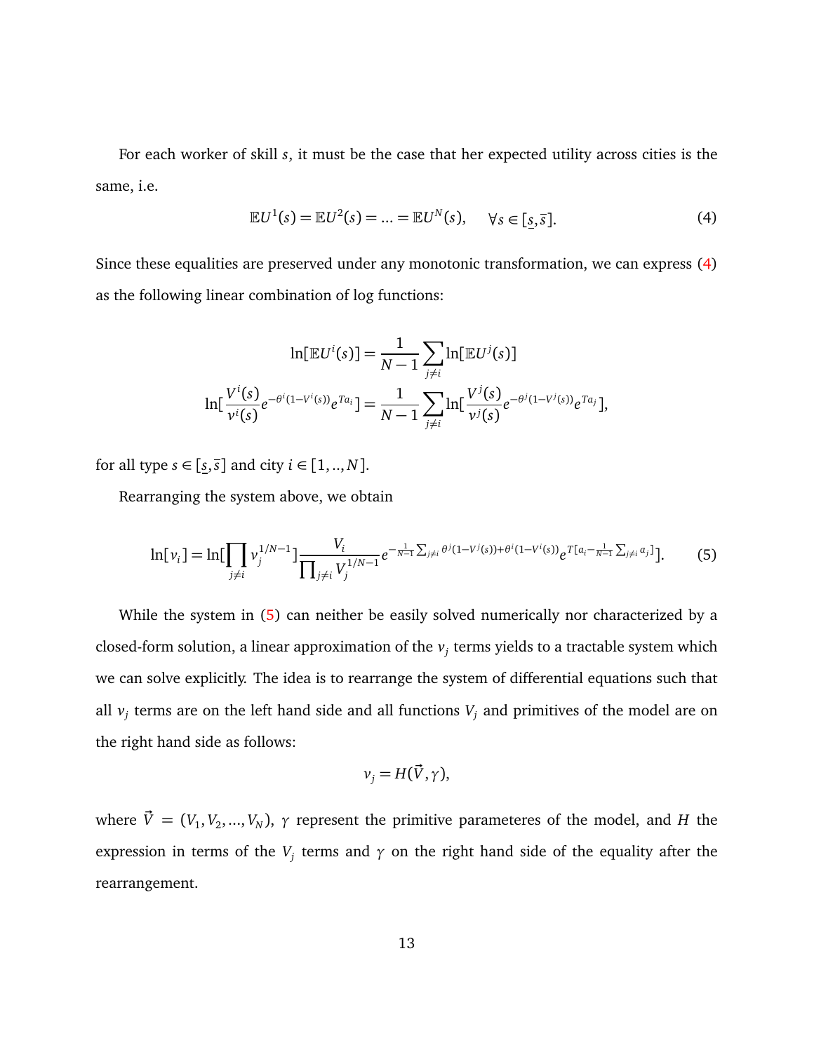For each worker of skill $s$, it must be the case that her expected utility across cities is the same, i.e.

$$\mathbb{E}U^1(s) = \mathbb{E}U^2(s) = ... = \mathbb{E}U^N(s), \qquad \forall s \in [\underline{s}, \bar{s}]. \tag{4}$$

Since these equalities are preserved under any monotonic transformation, we can express (4) as the following linear combination of log functions:

$$\ln[\mathbb{E}U^i(s)] = \frac{1}{N-1}\sum_{j\neq i}\ln[\mathbb{E}U^j(s)]$$

$$\ln[\frac{V^i(s)}{v^i(s)}e^{-\theta^i(1-V^i(s))}e^{Ta_i}] = \frac{1}{N-1}\sum_{j\neq i}\ln[\frac{V^j(s)}{v^j(s)}e^{-\theta^j(1-V^j(s))}e^{Ta_j}],$$

for all type $s \in [\underline{s}, \bar{s}]$ and city $i \in [1, .., N]$.

Rearranging the system above, we obtain

$$\ln[v_i] = \ln[\prod_{j\neq i} v_j^{1/N-1}]\frac{V_i}{\prod_{j\neq i} V_j^{1/N-1}}e^{-\frac{1}{N-1}\sum_{j\neq i}\theta^j(1-V^j(s))+\theta^i(1-V^i(s))}e^{T[a_i-\frac{1}{N-1}\sum_{j\neq i}a_j]}]. \tag{5}$$

While the system in (5) can neither be easily solved numerically nor characterized by a closed-form solution, a linear approximation of the $v_j$ terms yields to a tractable system which we can solve explicitly. The idea is to rearrange the system of differential equations such that all $v_j$ terms are on the left hand side and all functions $V_j$ and primitives of the model are on the right hand side as follows:

$$v_j = H(\vec{V}, \gamma),$$

where $\vec{V} = (V_1, V_2, ..., V_N)$, $\gamma$ represent the primitive parameteres of the model, and $H$ the expression in terms of the $V_j$ terms and $\gamma$ on the right hand side of the equality after the rearrangement.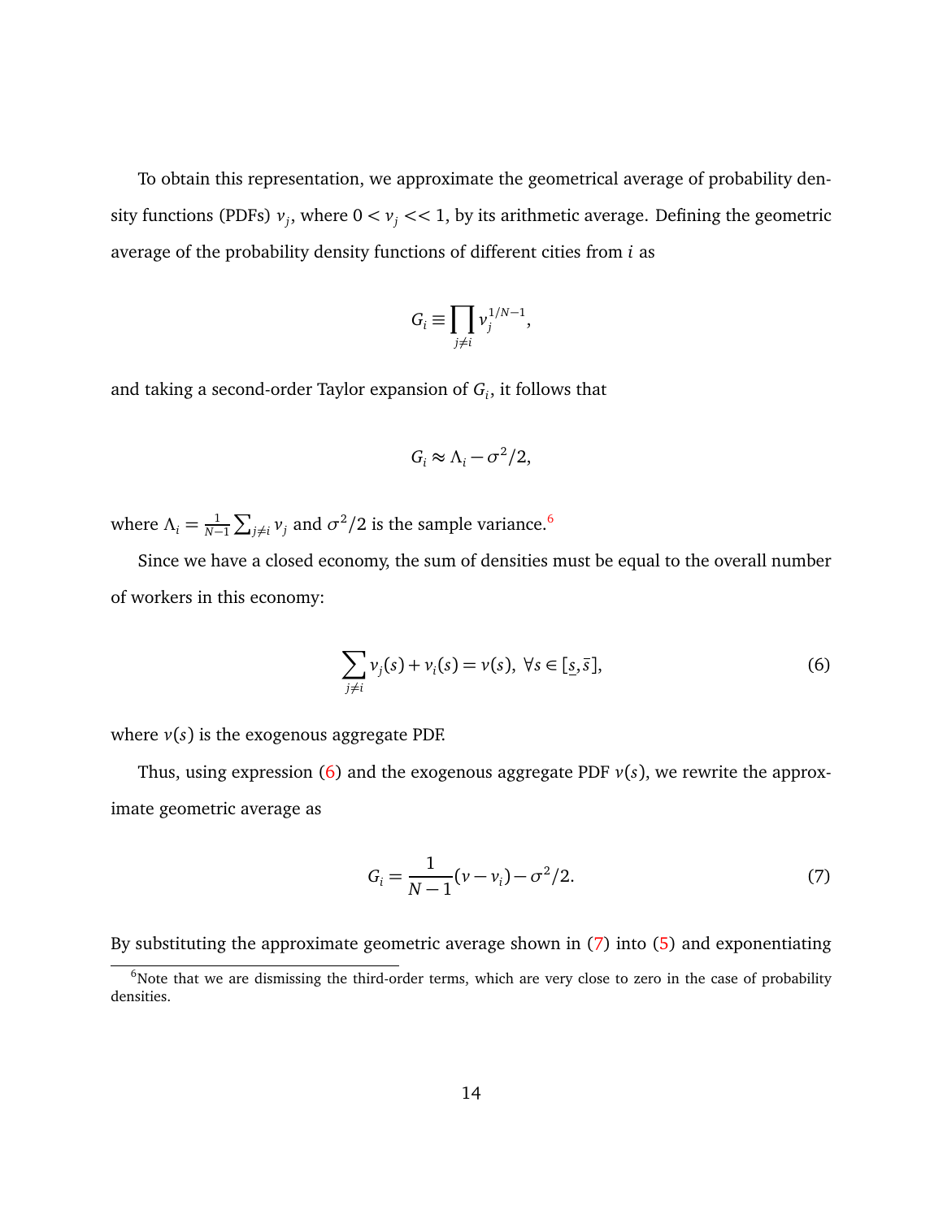To obtain this representation, we approximate the geometrical average of probability density functions (PDFs) $v_j$, where $0 < v_j << 1$, by its arithmetic average. Defining the geometric average of the probability density functions of different cities from $i$ as

$$G_i \equiv \prod_{j \neq i} v_j^{1/N-1},$$

and taking a second-order Taylor expansion of $G_i$, it follows that

$$G_i \approx \Lambda_i - \sigma^2/2,$$

where $\Lambda_i = \frac{1}{N-1} \sum_{j \neq i} v_j$ and $\sigma^2/2$ is the sample variance.[6]

Since we have a closed economy, the sum of densities must be equal to the overall number of workers in this economy:

$$\sum_{j \neq i} v_j(s) + v_i(s) = v(s), \ \forall s \in [\underline{s}, \bar{s}], \tag{6}$$

where $v(s)$ is the exogenous aggregate PDF.

Thus, using expression (6) and the exogenous aggregate PDF $v(s)$, we rewrite the approximate geometric average as

$$G_i = \frac{1}{N-1}(v - v_i) - \sigma^2/2. \tag{7}$$

By substituting the approximate geometric average shown in (7) into (5) and exponentiating

[6]Note that we are dismissing the third-order terms, which are very close to zero in the case of probability densities.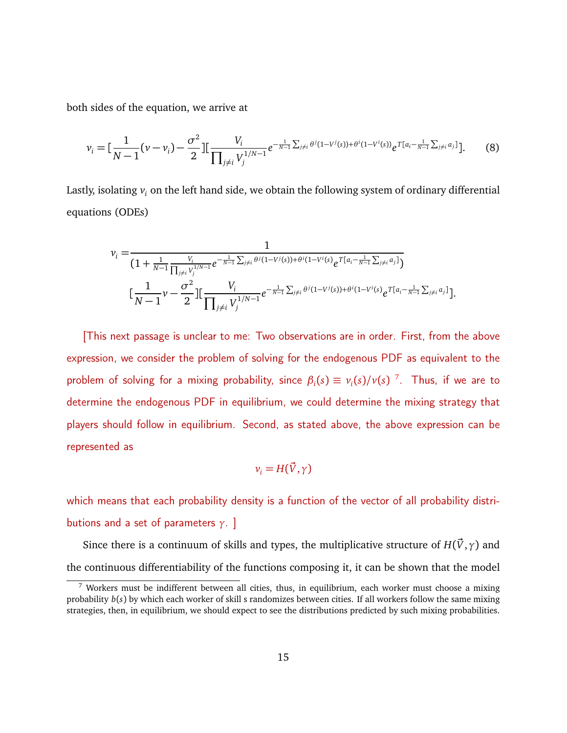both sides of the equation, we arrive at

$$v_i = [\frac{1}{N-1}(v - v_i) - \frac{\sigma^2}{2}][\frac{V_i}{\prod_{j \neq i} V_j^{1/N-1}} e^{-\frac{1}{N-1}\sum_{j\neq i}\theta^j(1-V^j(s))+\theta^i(1-V^i(s))} e^{T[a_i - \frac{1}{N-1}\sum_{j\neq i} a_j]}]. \tag{8}$$

Lastly, isolating $v_i$ on the left hand side, we obtain the following system of ordinary differential equations (ODEs)

$$v_i = \frac{1}{(1 + \frac{1}{N-1}\frac{V_i}{\prod_{j\neq i} V_j^{1/N-1}} e^{-\frac{1}{N-1}\sum_{j\neq i}\theta^j(1-V^j(s))+\theta^i(1-V^i(s)} e^{T[a_i - \frac{1}{N-1}\sum_{j\neq i} a_j]})}$$
$$[\frac{1}{N-1}v - \frac{\sigma^2}{2}][\frac{V_i}{\prod_{j\neq i} V_j^{1/N-1}} e^{-\frac{1}{N-1}\sum_{j\neq i}\theta^j(1-V^j(s))+\theta^i(1-V^i(s)} e^{T[a_i - \frac{1}{N-1}\sum_{j\neq i} a_j]}].$$

[This next passage is unclear to me: Two observations are in order. First, from the above expression, we consider the problem of solving for the endogenous PDF as equivalent to the problem of solving for a mixing probability, since $\beta_i(s) \equiv v_i(s)/v(s)$ [7]. Thus, if we are to determine the endogenous PDF in equilibrium, we could determine the mixing strategy that players should follow in equilibrium. Second, as stated above, the above expression can be represented as

$$v_i = H(\vec{V}, \gamma)$$

which means that each probability density is a function of the vector of all probability distributions and a set of parameters $\gamma$. ]

Since there is a continuum of skills and types, the multiplicative structure of $H(\vec{V}, \gamma)$ and the continuous differentiability of the functions composing it, it can be shown that the model

[7] Workers must be indifferent between all cities, thus, in equilibrium, each worker must choose a mixing probability $b(s)$ by which each worker of skill s randomizes between cities. If all workers follow the same mixing strategies, then, in equilibrium, we should expect to see the distributions predicted by such mixing probabilities.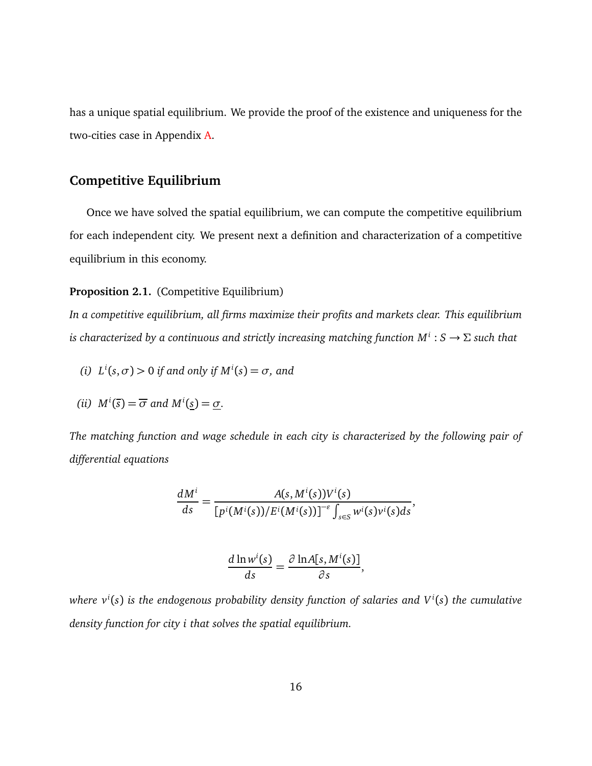has a unique spatial equilibrium. We provide the proof of the existence and uniqueness for the two-cities case in Appendix A.

## Competitive Equilibrium

Once we have solved the spatial equilibrium, we can compute the competitive equilibrium for each independent city. We present next a definition and characterization of a competitive equilibrium in this economy.

**Proposition 2.1.** (Competitive Equilibrium)

*In a competitive equilibrium, all firms maximize their profits and markets clear. This equilibrium is characterized by a continuous and strictly increasing matching function $M^i : S \rightarrow \Sigma$ such that*

*(i)* $L^i(s, \sigma) > 0$ *if and only if* $M^i(s) = \sigma$*, and*

*(ii)* $M^i(\overline{s}) = \overline{\sigma}$ *and* $M^i(\underline{s}) = \underline{\sigma}$.

*The matching function and wage schedule in each city is characterized by the following pair of differential equations*

$$\frac{dM^i}{ds} = \frac{A(s, M^i(s))V^i(s)}{[p^i(M^i(s))/E^i(M^i(s))]^{-\varepsilon} \int_{s \in S} w^i(s)v^i(s)ds},$$

$$\frac{d \ln w^i(s)}{ds} = \frac{\partial \ln A[s, M^i(s)]}{\partial s},$$

*where $v^i(s)$ is the endogenous probability density function of salaries and $V^i(s)$ the cumulative density function for city $i$ that solves the spatial equilibrium.*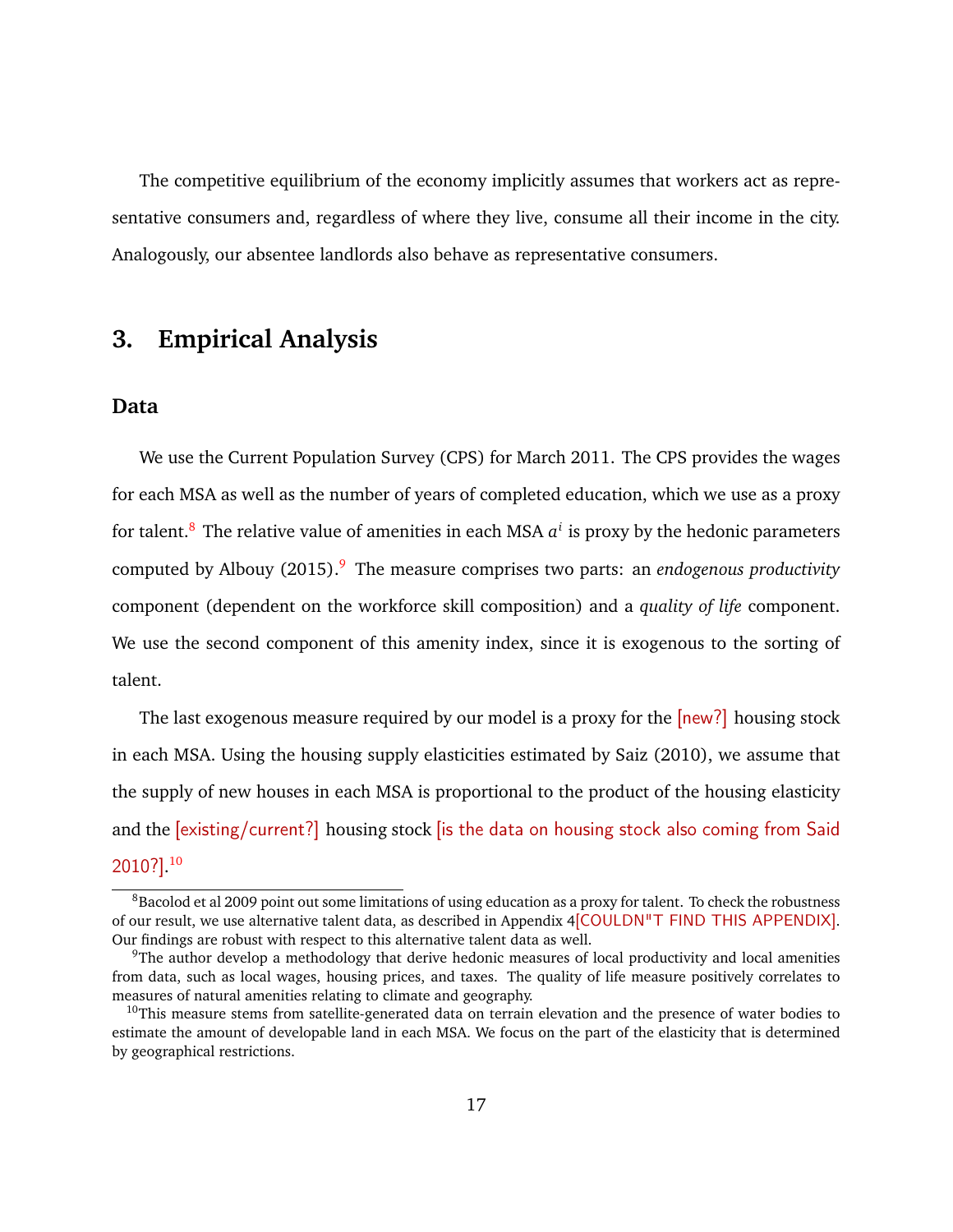The competitive equilibrium of the economy implicitly assumes that workers act as representative consumers and, regardless of where they live, consume all their income in the city. Analogously, our absentee landlords also behave as representative consumers.

## 3. Empirical Analysis

### Data

We use the Current Population Survey (CPS) for March 2011. The CPS provides the wages for each MSA as well as the number of years of completed education, which we use as a proxy for talent.[8] The relative value of amenities in each MSA $a^i$ is proxy by the hedonic parameters computed by Albouy (2015).[9] The measure comprises two parts: an *endogenous productivity* component (dependent on the workforce skill composition) and a *quality of life* component. We use the second component of this amenity index, since it is exogenous to the sorting of talent.

The last exogenous measure required by our model is a proxy for the [new?] housing stock in each MSA. Using the housing supply elasticities estimated by Saiz (2010), we assume that the supply of new houses in each MSA is proportional to the product of the housing elasticity and the [existing/current?] housing stock [is the data on housing stock also coming from Said 2010?].[10]

---

[8] Bacolod et al 2009 point out some limitations of using education as a proxy for talent. To check the robustness of our result, we use alternative talent data, as described in Appendix 4[COULDN"T FIND THIS APPENDIX]. Our findings are robust with respect to this alternative talent data as well.

[9] The author develop a methodology that derive hedonic measures of local productivity and local amenities from data, such as local wages, housing prices, and taxes. The quality of life measure positively correlates to measures of natural amenities relating to climate and geography.

[10] This measure stems from satellite-generated data on terrain elevation and the presence of water bodies to estimate the amount of developable land in each MSA. We focus on the part of the elasticity that is determined by geographical restrictions.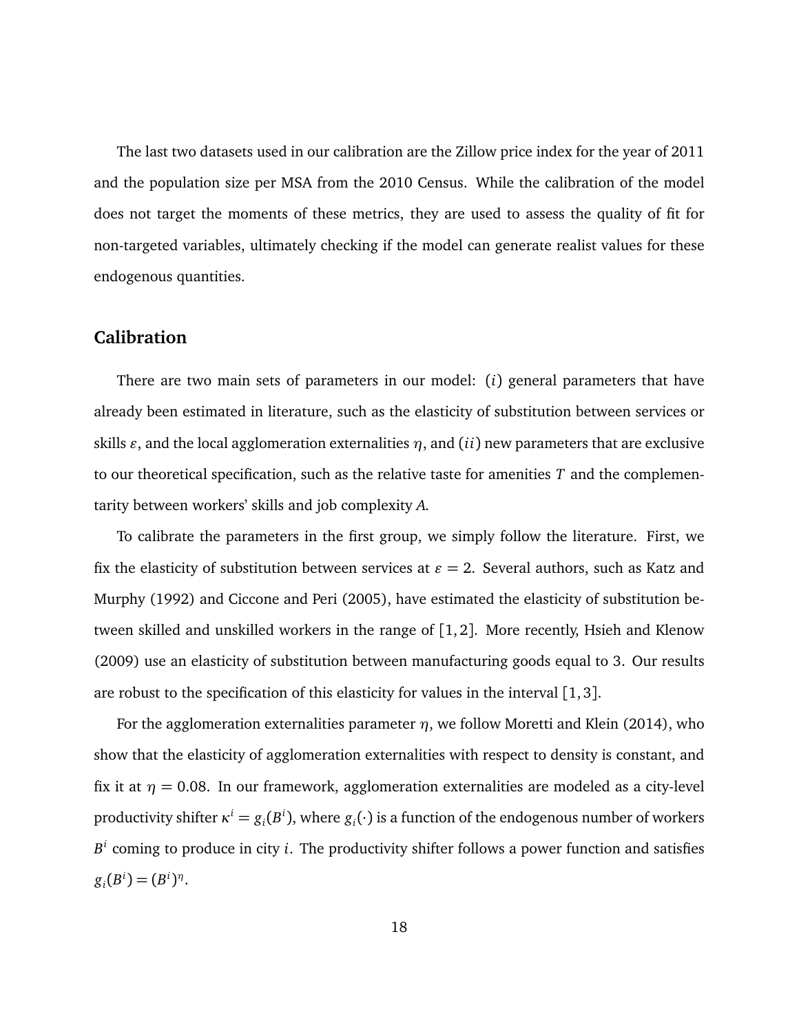The last two datasets used in our calibration are the Zillow price index for the year of 2011 and the population size per MSA from the 2010 Census. While the calibration of the model does not target the moments of these metrics, they are used to assess the quality of fit for non-targeted variables, ultimately checking if the model can generate realist values for these endogenous quantities.

## Calibration

There are two main sets of parameters in our model: $(i)$ general parameters that have already been estimated in literature, such as the elasticity of substitution between services or skills $\varepsilon$, and the local agglomeration externalities $\eta$, and $(ii)$ new parameters that are exclusive to our theoretical specification, such as the relative taste for amenities $T$ and the complementarity between workers' skills and job complexity $A$.

To calibrate the parameters in the first group, we simply follow the literature. First, we fix the elasticity of substitution between services at $\varepsilon = 2$. Several authors, such as Katz and Murphy (1992) and Ciccone and Peri (2005), have estimated the elasticity of substitution between skilled and unskilled workers in the range of $[1, 2]$. More recently, Hsieh and Klenow (2009) use an elasticity of substitution between manufacturing goods equal to 3. Our results are robust to the specification of this elasticity for values in the interval $[1, 3]$.

For the agglomeration externalities parameter $\eta$, we follow Moretti and Klein (2014), who show that the elasticity of agglomeration externalities with respect to density is constant, and fix it at $\eta = 0.08$. In our framework, agglomeration externalities are modeled as a city-level productivity shifter $\kappa^i = g_i(B^i)$, where $g_i(\cdot)$ is a function of the endogenous number of workers $B^i$ coming to produce in city $i$. The productivity shifter follows a power function and satisfies $g_i(B^i) = (B^i)^\eta$.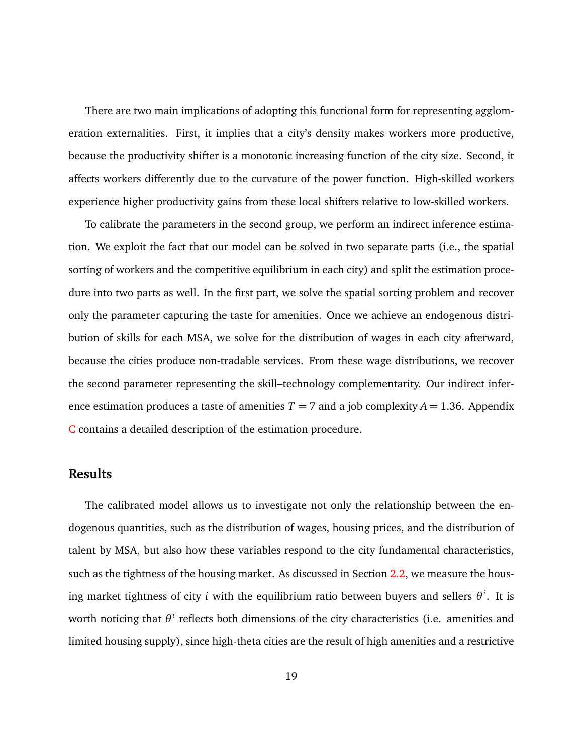There are two main implications of adopting this functional form for representing agglomeration externalities. First, it implies that a city's density makes workers more productive, because the productivity shifter is a monotonic increasing function of the city size. Second, it affects workers differently due to the curvature of the power function. High-skilled workers experience higher productivity gains from these local shifters relative to low-skilled workers.

To calibrate the parameters in the second group, we perform an indirect inference estimation. We exploit the fact that our model can be solved in two separate parts (i.e., the spatial sorting of workers and the competitive equilibrium in each city) and split the estimation procedure into two parts as well. In the first part, we solve the spatial sorting problem and recover only the parameter capturing the taste for amenities. Once we achieve an endogenous distribution of skills for each MSA, we solve for the distribution of wages in each city afterward, because the cities produce non-tradable services. From these wage distributions, we recover the second parameter representing the skill–technology complementarity. Our indirect inference estimation produces a taste of amenities $T = 7$ and a job complexity $A = 1.36$. Appendix C contains a detailed description of the estimation procedure.

### Results

The calibrated model allows us to investigate not only the relationship between the endogenous quantities, such as the distribution of wages, housing prices, and the distribution of talent by MSA, but also how these variables respond to the city fundamental characteristics, such as the tightness of the housing market. As discussed in Section 2.2, we measure the housing market tightness of city $i$ with the equilibrium ratio between buyers and sellers $\theta^i$. It is worth noticing that $\theta^i$ reflects both dimensions of the city characteristics (i.e. amenities and limited housing supply), since high-theta cities are the result of high amenities and a restrictive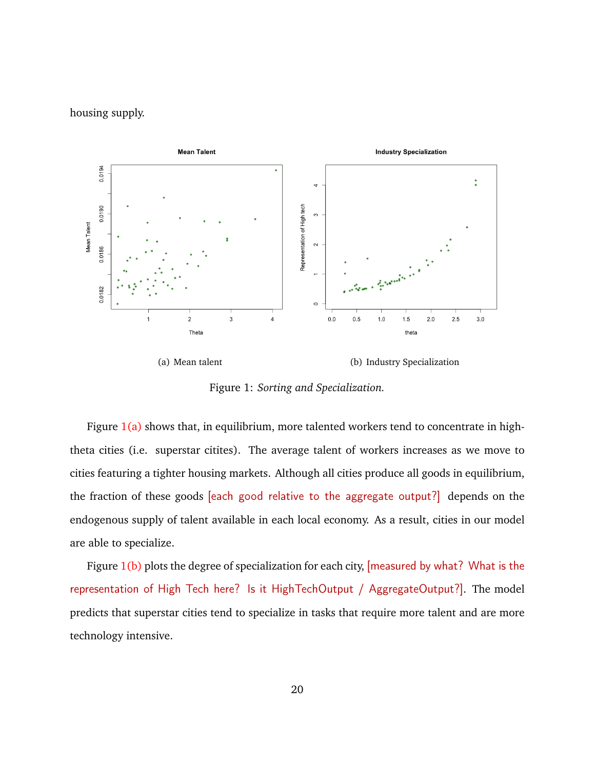housing supply.

Figure 1: *Sorting and Specialization.*

(a) Mean talent

(b) Industry Specialization

Figure 1(a) shows that, in equilibrium, more talented workers tend to concentrate in high-theta cities (i.e. superstar citites). The average talent of workers increases as we move to cities featuring a tighter housing markets. Although all cities produce all goods in equilibrium, the fraction of these goods [each good relative to the aggregate output?] depends on the endogenous supply of talent available in each local economy. As a result, cities in our model are able to specialize.

Figure 1(b) plots the degree of specialization for each city, [measured by what? What is the representation of High Tech here? Is it HighTechOutput / AggregateOutput?]. The model predicts that superstar cities tend to specialize in tasks that require more talent and are more technology intensive.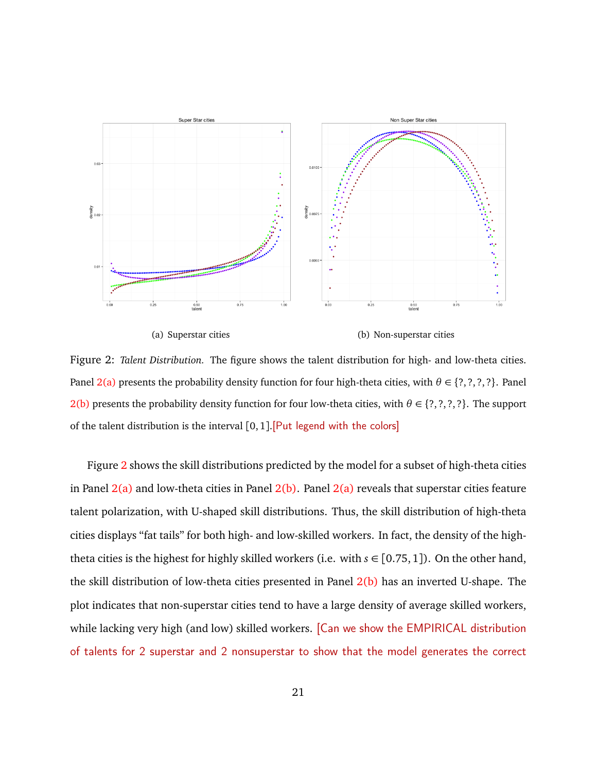(a) Superstar cities

(b) Non-superstar cities

Figure 2: *Talent Distribution.* The figure shows the talent distribution for high- and low-theta cities. Panel 2(a) presents the probability density function for four high-theta cities, with $\theta \in \{?, ?, ?, ?\}$. Panel 2(b) presents the probability density function for four low-theta cities, with $\theta \in \{?, ?, ?, ?\}$. The support of the talent distribution is the interval $[0, 1]$.[Put legend with the colors]

Figure 2 shows the skill distributions predicted by the model for a subset of high-theta cities in Panel 2(a) and low-theta cities in Panel 2(b). Panel 2(a) reveals that superstar cities feature talent polarization, with U-shaped skill distributions. Thus, the skill distribution of high-theta cities displays "fat tails" for both high- and low-skilled workers. In fact, the density of the high-theta cities is the highest for highly skilled workers (i.e. with $s \in [0.75, 1]$). On the other hand, the skill distribution of low-theta cities presented in Panel 2(b) has an inverted U-shape. The plot indicates that non-superstar cities tend to have a large density of average skilled workers, while lacking very high (and low) skilled workers. [Can we show the EMPIRICAL distribution of talents for 2 superstar and 2 nonsuperstar to show that the model generates the correct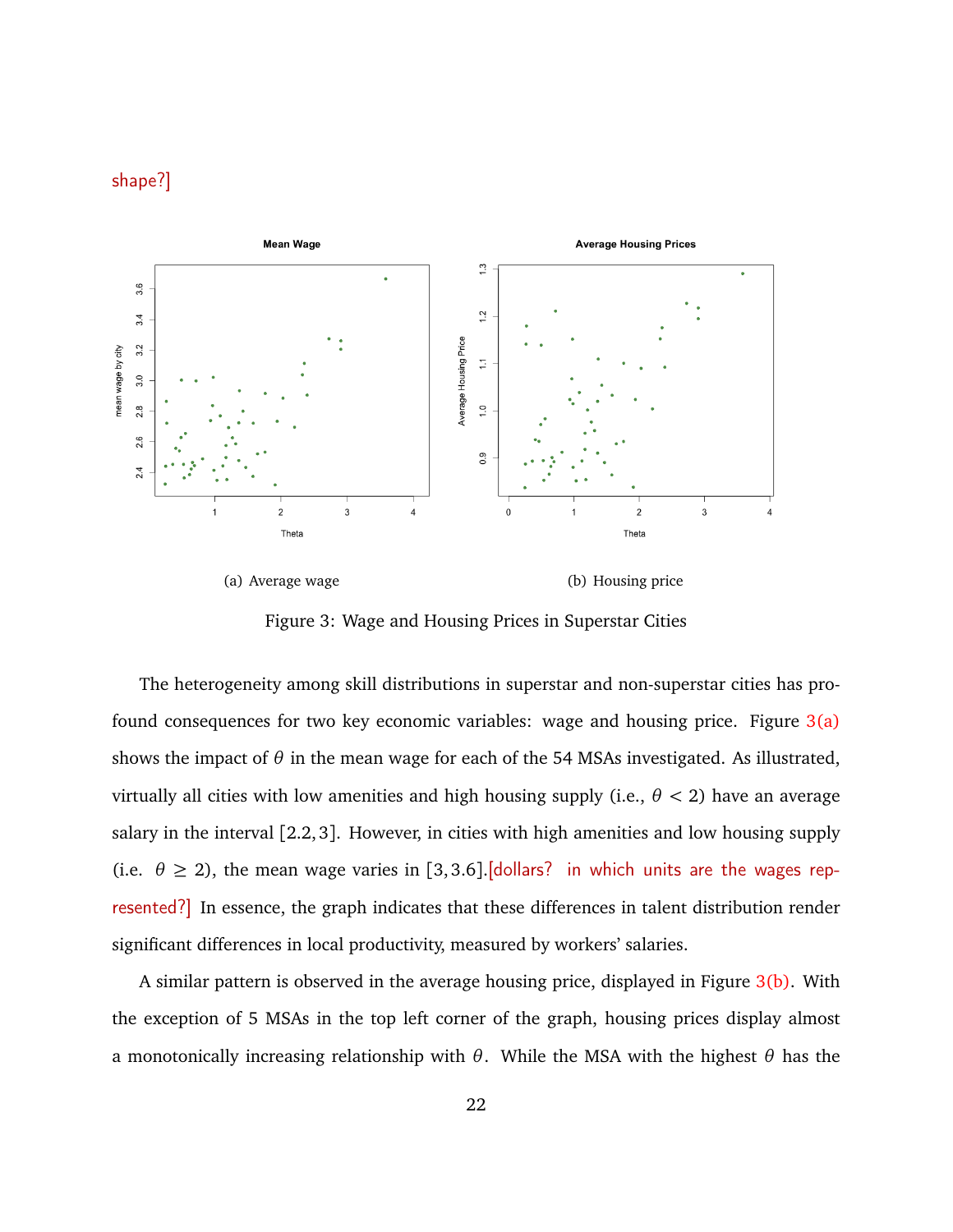shape?]

(a) Average wage

(b) Housing price

Figure 3: Wage and Housing Prices in Superstar Cities

The heterogeneity among skill distributions in superstar and non-superstar cities has profound consequences for two key economic variables: wage and housing price. Figure 3(a) shows the impact of $\theta$ in the mean wage for each of the 54 MSAs investigated. As illustrated, virtually all cities with low amenities and high housing supply (i.e., $\theta < 2$) have an average salary in the interval $[2.2, 3]$. However, in cities with high amenities and low housing supply (i.e. $\theta \geq 2$), the mean wage varies in $[3, 3.6]$.[dollars? in which units are the wages represented?] In essence, the graph indicates that these differences in talent distribution render significant differences in local productivity, measured by workers' salaries.

A similar pattern is observed in the average housing price, displayed in Figure 3(b). With the exception of 5 MSAs in the top left corner of the graph, housing prices display almost a monotonically increasing relationship with $\theta$. While the MSA with the highest $\theta$ has the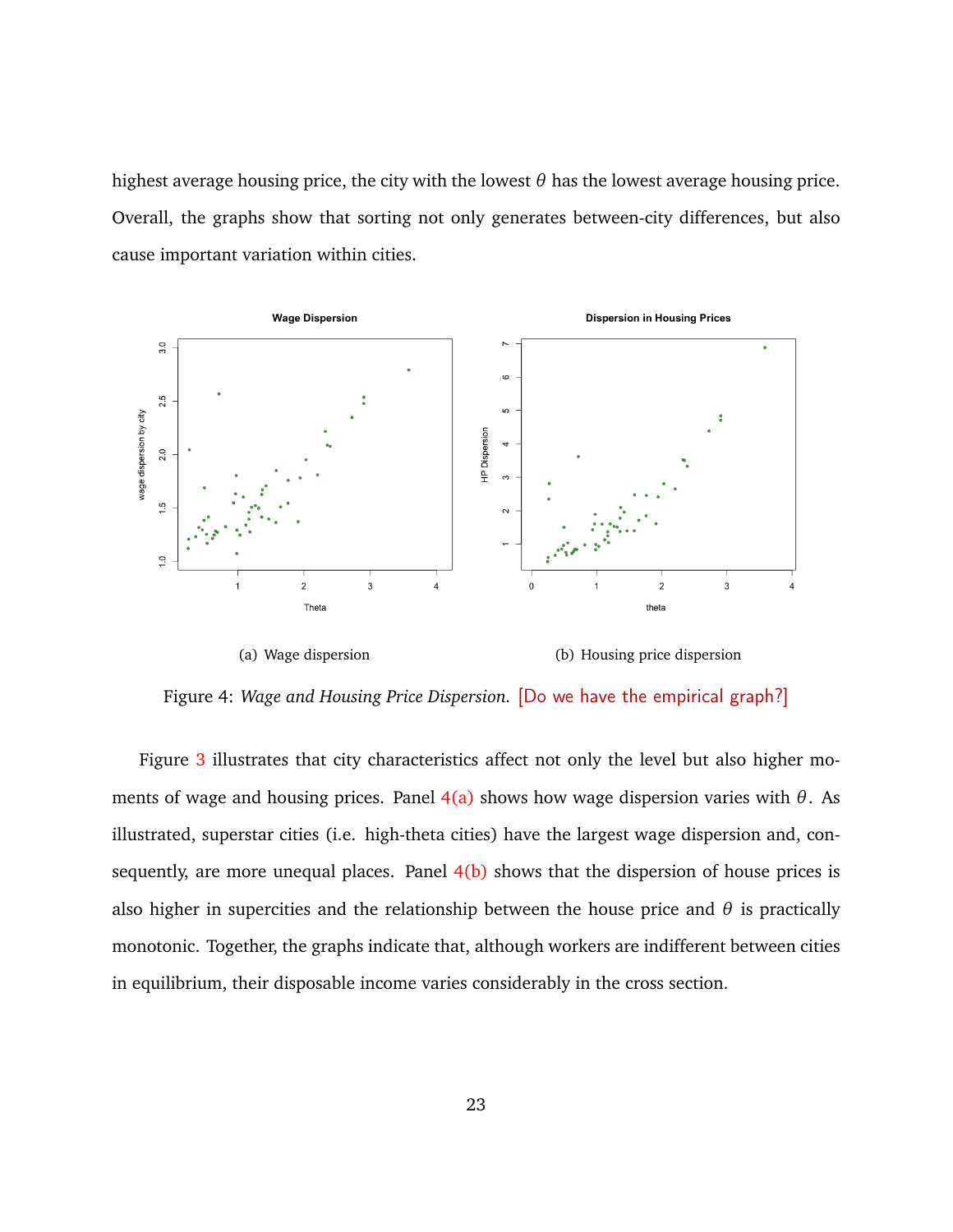highest average housing price, the city with the lowest $\theta$ has the lowest average housing price. Overall, the graphs show that sorting not only generates between-city differences, but also cause important variation within cities.

(a) Wage dispersion

(b) Housing price dispersion

Figure 4: *Wage and Housing Price Dispersion.* [Do we have the empirical graph?]

Figure 3 illustrates that city characteristics affect not only the level but also higher moments of wage and housing prices. Panel 4(a) shows how wage dispersion varies with $\theta$. As illustrated, superstar cities (i.e. high-theta cities) have the largest wage dispersion and, consequently, are more unequal places. Panel 4(b) shows that the dispersion of house prices is also higher in supercities and the relationship between the house price and $\theta$ is practically monotonic. Together, the graphs indicate that, although workers are indifferent between cities in equilibrium, their disposable income varies considerably in the cross section.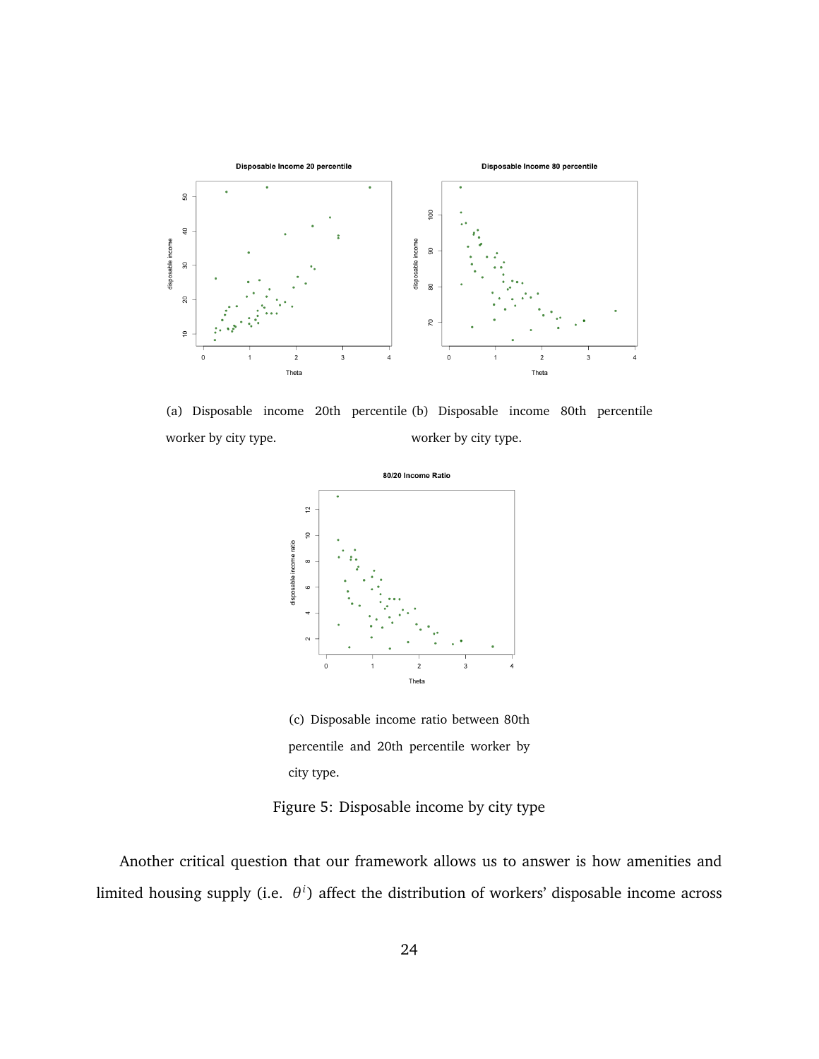(a) Disposable income 20th percentile worker by city type.

(b) Disposable income 80th percentile worker by city type.

(c) Disposable income ratio between 80th percentile and 20th percentile worker by city type.

Figure 5: Disposable income by city type

Another critical question that our framework allows us to answer is how amenities and limited housing supply (i.e. $\theta^i$) affect the distribution of workers' disposable income across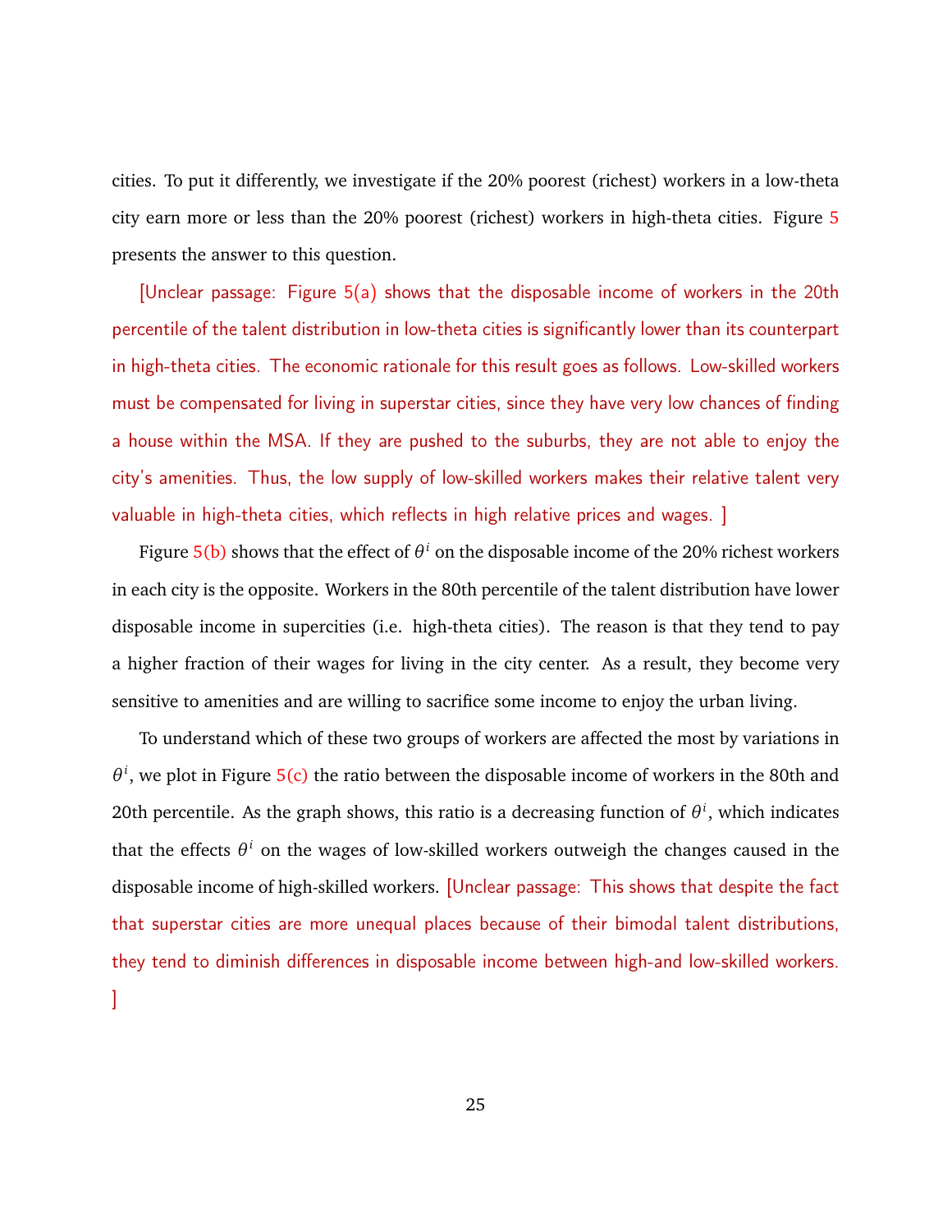cities. To put it differently, we investigate if the 20% poorest (richest) workers in a low-theta city earn more or less than the 20% poorest (richest) workers in high-theta cities. Figure 5 presents the answer to this question.

[Unclear passage: Figure 5(a) shows that the disposable income of workers in the 20th percentile of the talent distribution in low-theta cities is significantly lower than its counterpart in high-theta cities. The economic rationale for this result goes as follows. Low-skilled workers must be compensated for living in superstar cities, since they have very low chances of finding a house within the MSA. If they are pushed to the suburbs, they are not able to enjoy the city's amenities. Thus, the low supply of low-skilled workers makes their relative talent very valuable in high-theta cities, which reflects in high relative prices and wages. ]

Figure 5(b) shows that the effect of $\theta^i$ on the disposable income of the 20% richest workers in each city is the opposite. Workers in the 80th percentile of the talent distribution have lower disposable income in supercities (i.e. high-theta cities). The reason is that they tend to pay a higher fraction of their wages for living in the city center. As a result, they become very sensitive to amenities and are willing to sacrifice some income to enjoy the urban living.

To understand which of these two groups of workers are affected the most by variations in $\theta^i$, we plot in Figure 5(c) the ratio between the disposable income of workers in the 80th and 20th percentile. As the graph shows, this ratio is a decreasing function of $\theta^i$, which indicates that the effects $\theta^i$ on the wages of low-skilled workers outweigh the changes caused in the disposable income of high-skilled workers. [Unclear passage: This shows that despite the fact that superstar cities are more unequal places because of their bimodal talent distributions, they tend to diminish differences in disposable income between high-and low-skilled workers. ]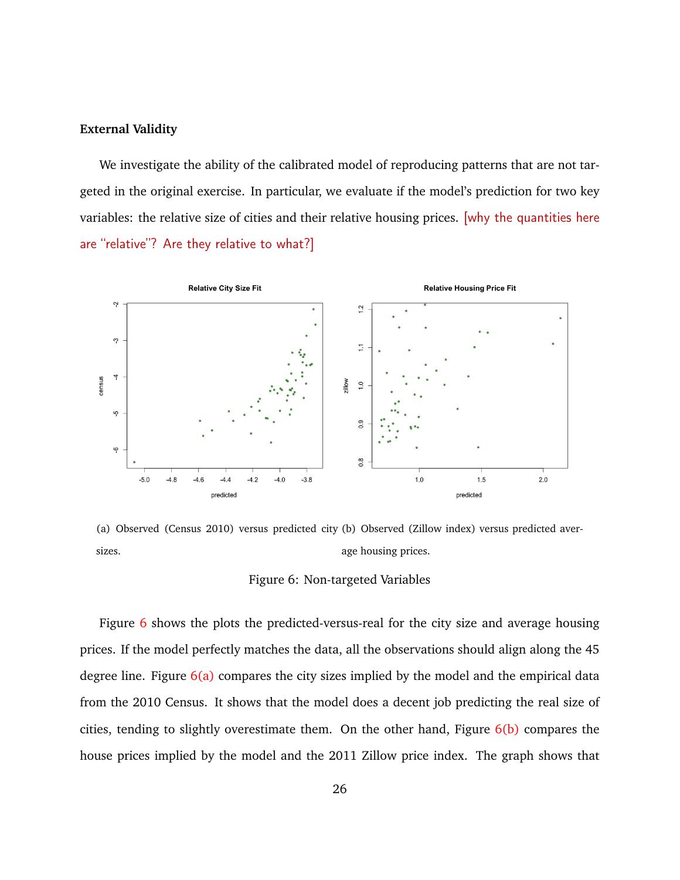**External Validity**

We investigate the ability of the calibrated model of reproducing patterns that are not targeted in the original exercise. In particular, we evaluate if the model's prediction for two key variables: the relative size of cities and their relative housing prices. [why the quantities here are "relative"? Are they relative to what?]

(a) Observed (Census 2010) versus predicted city sizes.

(b) Observed (Zillow index) versus predicted average housing prices.

Figure 6: Non-targeted Variables

Figure 6 shows the plots the predicted-versus-real for the city size and average housing prices. If the model perfectly matches the data, all the observations should align along the 45 degree line. Figure 6(a) compares the city sizes implied by the model and the empirical data from the 2010 Census. It shows that the model does a decent job predicting the real size of cities, tending to slightly overestimate them. On the other hand, Figure 6(b) compares the house prices implied by the model and the 2011 Zillow price index. The graph shows that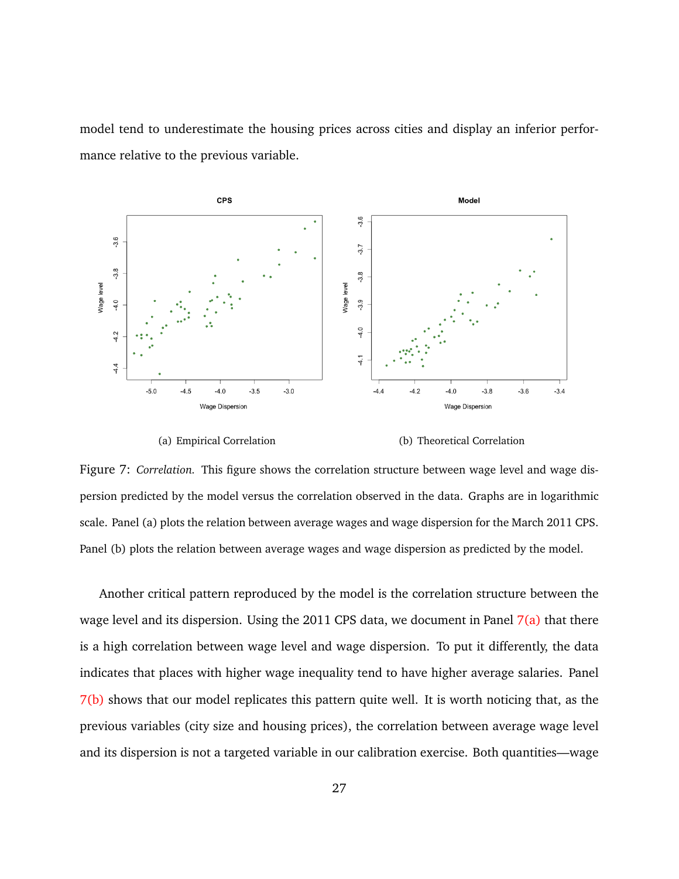model tend to underestimate the housing prices across cities and display an inferior performance relative to the previous variable.

(a) Empirical Correlation

(b) Theoretical Correlation

Figure 7: *Correlation.* This figure shows the correlation structure between wage level and wage dispersion predicted by the model versus the correlation observed in the data. Graphs are in logarithmic scale. Panel (a) plots the relation between average wages and wage dispersion for the March 2011 CPS. Panel (b) plots the relation between average wages and wage dispersion as predicted by the model.

Another critical pattern reproduced by the model is the correlation structure between the wage level and its dispersion. Using the 2011 CPS data, we document in Panel 7(a) that there is a high correlation between wage level and wage dispersion. To put it differently, the data indicates that places with higher wage inequality tend to have higher average salaries. Panel 7(b) shows that our model replicates this pattern quite well. It is worth noticing that, as the previous variables (city size and housing prices), the correlation between average wage level and its dispersion is not a targeted variable in our calibration exercise. Both quantities—wage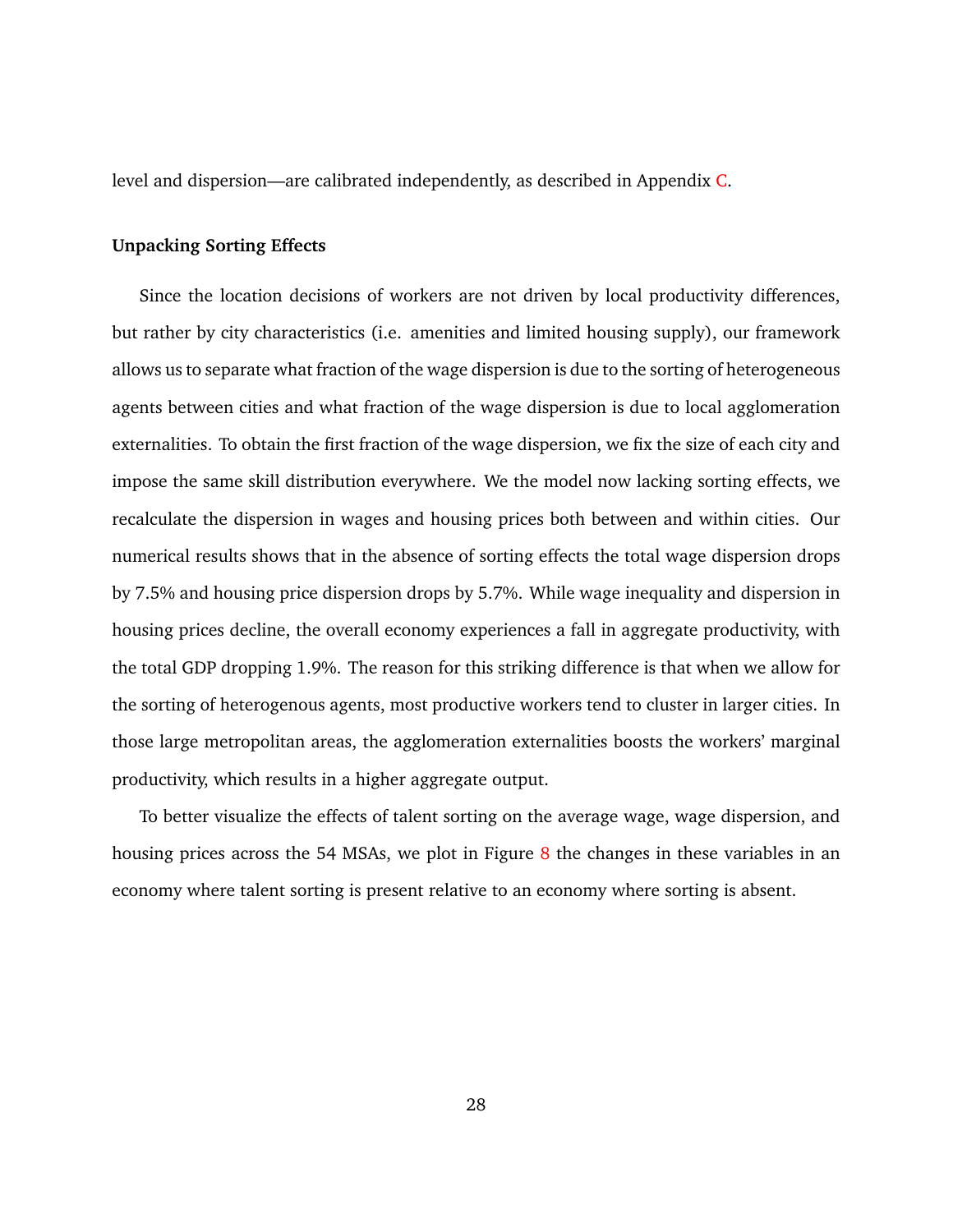level and dispersion—are calibrated independently, as described in Appendix C.

**Unpacking Sorting Effects**

Since the location decisions of workers are not driven by local productivity differences, but rather by city characteristics (i.e. amenities and limited housing supply), our framework allows us to separate what fraction of the wage dispersion is due to the sorting of heterogeneous agents between cities and what fraction of the wage dispersion is due to local agglomeration externalities. To obtain the first fraction of the wage dispersion, we fix the size of each city and impose the same skill distribution everywhere. We the model now lacking sorting effects, we recalculate the dispersion in wages and housing prices both between and within cities. Our numerical results shows that in the absence of sorting effects the total wage dispersion drops by 7.5% and housing price dispersion drops by 5.7%. While wage inequality and dispersion in housing prices decline, the overall economy experiences a fall in aggregate productivity, with the total GDP dropping 1.9%. The reason for this striking difference is that when we allow for the sorting of heterogenous agents, most productive workers tend to cluster in larger cities. In those large metropolitan areas, the agglomeration externalities boosts the workers' marginal productivity, which results in a higher aggregate output.

To better visualize the effects of talent sorting on the average wage, wage dispersion, and housing prices across the 54 MSAs, we plot in Figure 8 the changes in these variables in an economy where talent sorting is present relative to an economy where sorting is absent.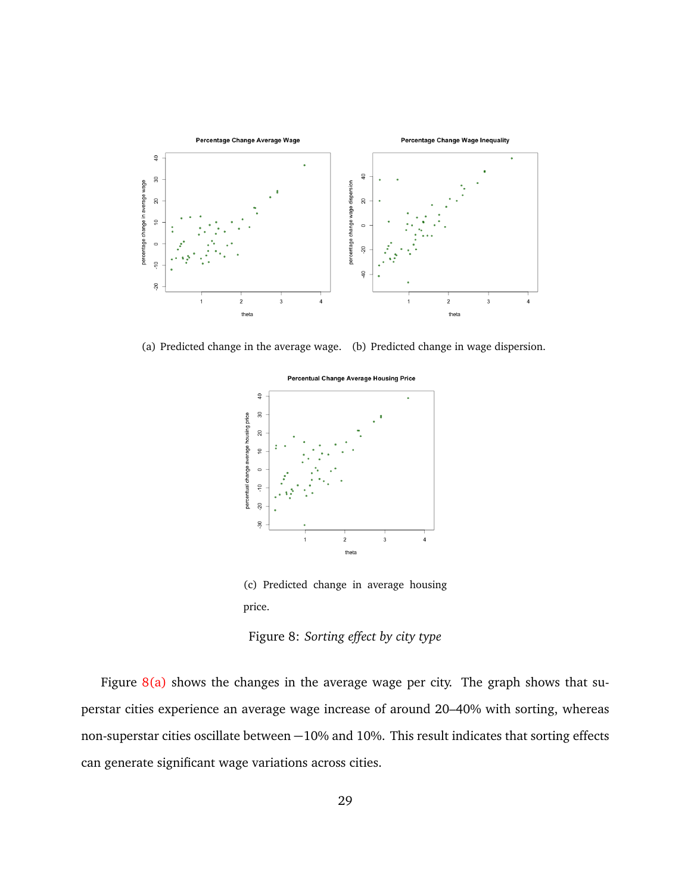(a) Predicted change in the average wage. (b) Predicted change in wage dispersion.

(c) Predicted change in average housing price.

Figure 8: *Sorting effect by city type*

Figure 8(a) shows the changes in the average wage per city. The graph shows that superstar cities experience an average wage increase of around 20–40% with sorting, whereas non-superstar cities oscillate between −10% and 10%. This result indicates that sorting effects can generate significant wage variations across cities.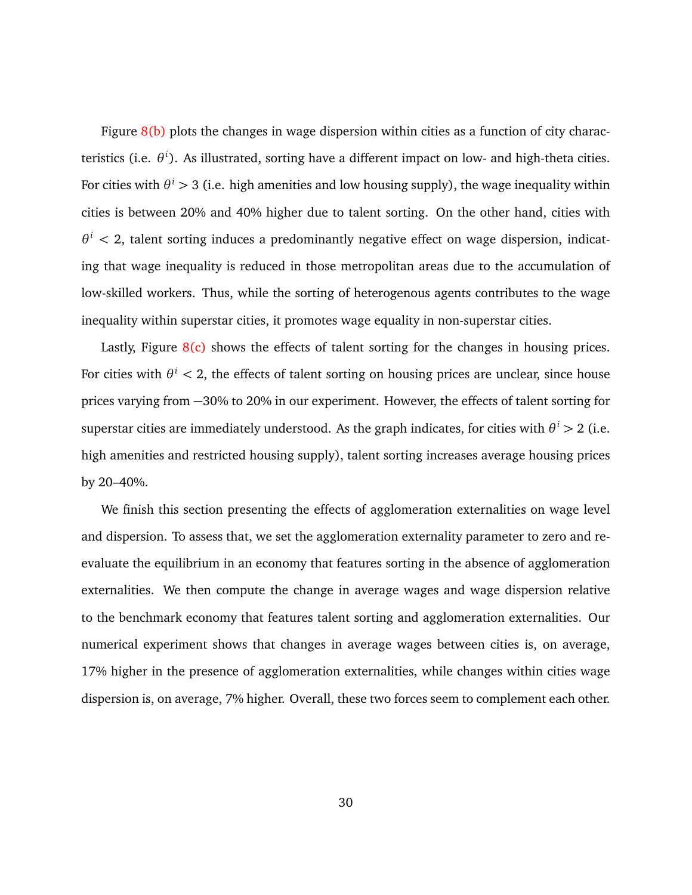Figure 8(b) plots the changes in wage dispersion within cities as a function of city characteristics (i.e. $\theta^i$). As illustrated, sorting have a different impact on low- and high-theta cities. For cities with $\theta^i > 3$ (i.e. high amenities and low housing supply), the wage inequality within cities is between 20% and 40% higher due to talent sorting. On the other hand, cities with $\theta^i < 2$, talent sorting induces a predominantly negative effect on wage dispersion, indicating that wage inequality is reduced in those metropolitan areas due to the accumulation of low-skilled workers. Thus, while the sorting of heterogenous agents contributes to the wage inequality within superstar cities, it promotes wage equality in non-superstar cities.

Lastly, Figure 8(c) shows the effects of talent sorting for the changes in housing prices. For cities with $\theta^i < 2$, the effects of talent sorting on housing prices are unclear, since house prices varying from $-30\%$ to 20% in our experiment. However, the effects of talent sorting for superstar cities are immediately understood. As the graph indicates, for cities with $\theta^i > 2$ (i.e. high amenities and restricted housing supply), talent sorting increases average housing prices by 20–40%.

We finish this section presenting the effects of agglomeration externalities on wage level and dispersion. To assess that, we set the agglomeration externality parameter to zero and reevaluate the equilibrium in an economy that features sorting in the absence of agglomeration externalities. We then compute the change in average wages and wage dispersion relative to the benchmark economy that features talent sorting and agglomeration externalities. Our numerical experiment shows that changes in average wages between cities is, on average, 17% higher in the presence of agglomeration externalities, while changes within cities wage dispersion is, on average, 7% higher. Overall, these two forces seem to complement each other.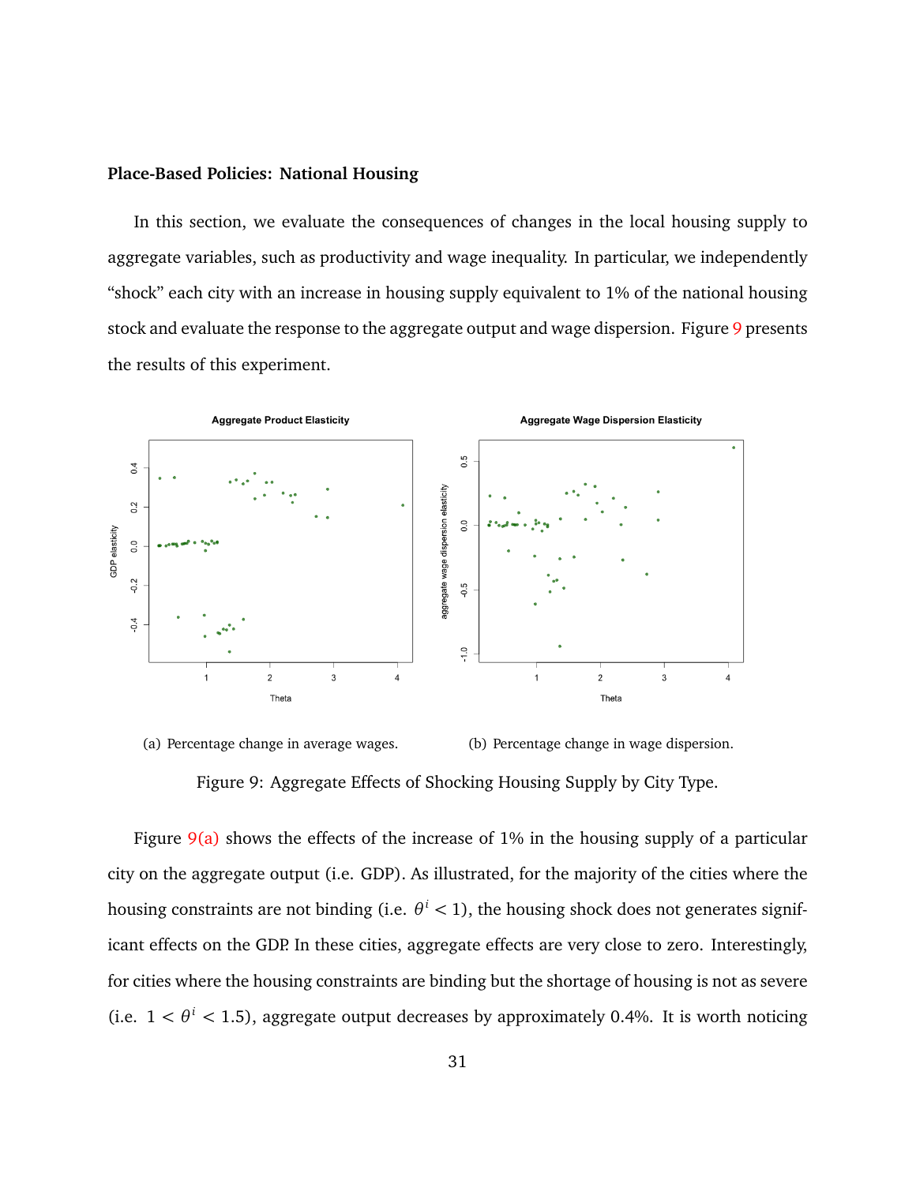**Place-Based Policies: National Housing**

In this section, we evaluate the consequences of changes in the local housing supply to aggregate variables, such as productivity and wage inequality. In particular, we independently "shock" each city with an increase in housing supply equivalent to 1% of the national housing stock and evaluate the response to the aggregate output and wage dispersion. Figure 9 presents the results of this experiment.

(a) Percentage change in average wages.

(b) Percentage change in wage dispersion.

Figure 9: Aggregate Effects of Shocking Housing Supply by City Type.

Figure 9(a) shows the effects of the increase of 1% in the housing supply of a particular city on the aggregate output (i.e. GDP). As illustrated, for the majority of the cities where the housing constraints are not binding (i.e. $\theta^i < 1$), the housing shock does not generates significant effects on the GDP. In these cities, aggregate effects are very close to zero. Interestingly, for cities where the housing constraints are binding but the shortage of housing is not as severe (i.e. $1 < \theta^i < 1.5$), aggregate output decreases by approximately 0.4%. It is worth noticing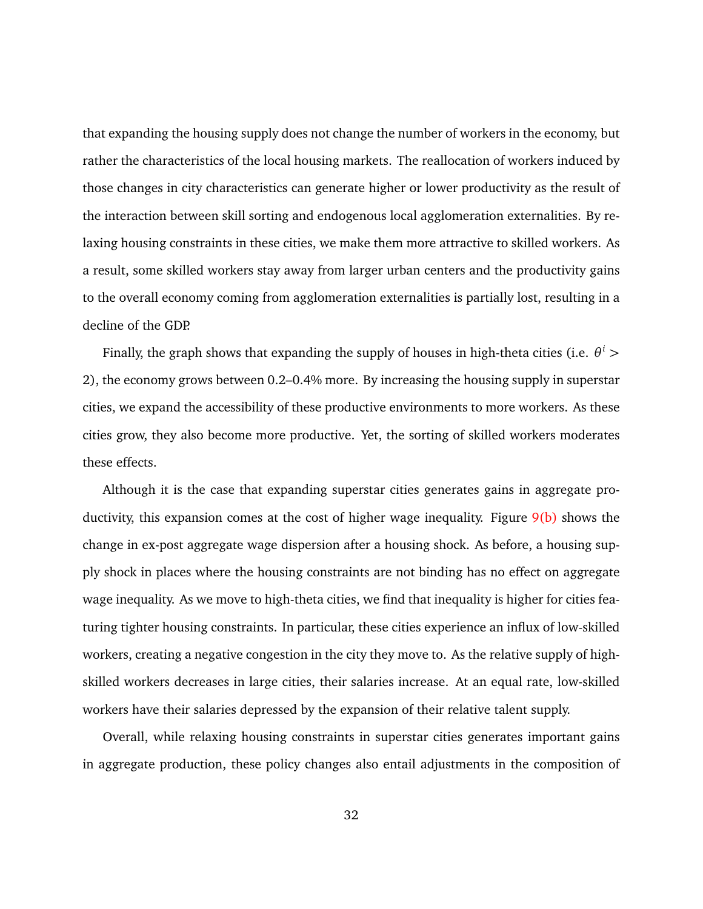that expanding the housing supply does not change the number of workers in the economy, but rather the characteristics of the local housing markets. The reallocation of workers induced by those changes in city characteristics can generate higher or lower productivity as the result of the interaction between skill sorting and endogenous local agglomeration externalities. By relaxing housing constraints in these cities, we make them more attractive to skilled workers. As a result, some skilled workers stay away from larger urban centers and the productivity gains to the overall economy coming from agglomeration externalities is partially lost, resulting in a decline of the GDP.

Finally, the graph shows that expanding the supply of houses in high-theta cities (i.e. $\theta^i > 2$), the economy grows between 0.2–0.4% more. By increasing the housing supply in superstar cities, we expand the accessibility of these productive environments to more workers. As these cities grow, they also become more productive. Yet, the sorting of skilled workers moderates these effects.

Although it is the case that expanding superstar cities generates gains in aggregate productivity, this expansion comes at the cost of higher wage inequality. Figure 9(b) shows the change in ex-post aggregate wage dispersion after a housing shock. As before, a housing supply shock in places where the housing constraints are not binding has no effect on aggregate wage inequality. As we move to high-theta cities, we find that inequality is higher for cities featuring tighter housing constraints. In particular, these cities experience an influx of low-skilled workers, creating a negative congestion in the city they move to. As the relative supply of high-skilled workers decreases in large cities, their salaries increase. At an equal rate, low-skilled workers have their salaries depressed by the expansion of their relative talent supply.

Overall, while relaxing housing constraints in superstar cities generates important gains in aggregate production, these policy changes also entail adjustments in the composition of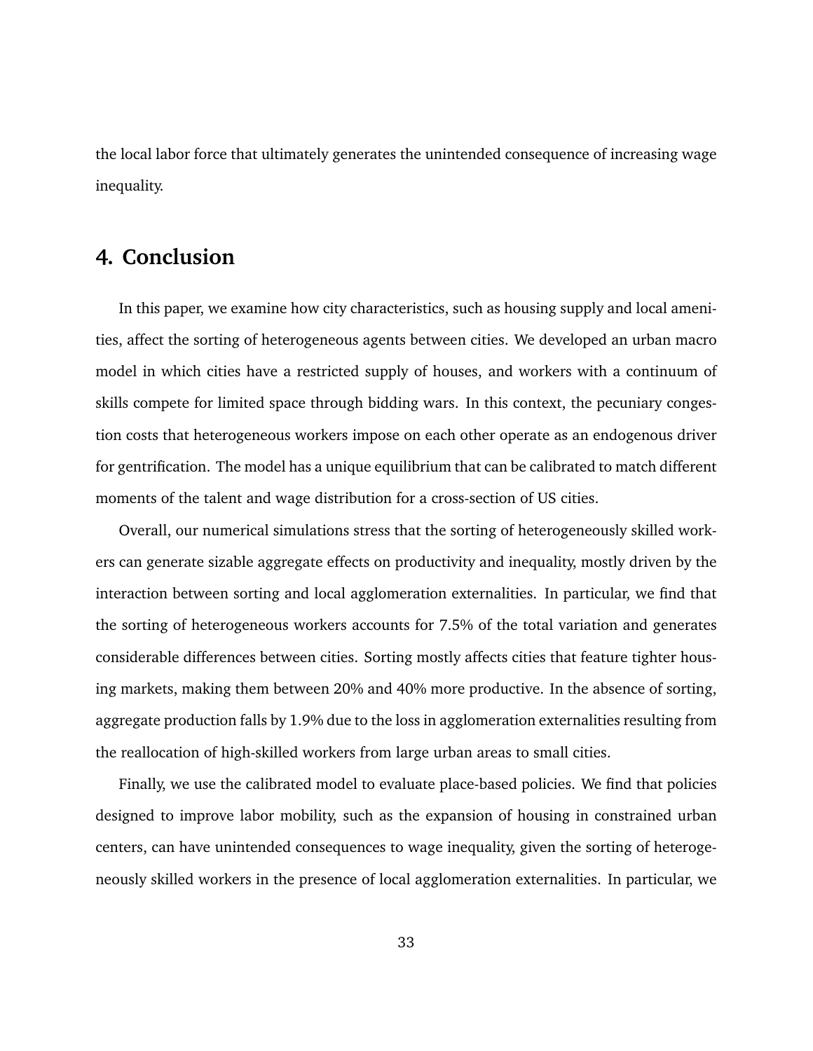the local labor force that ultimately generates the unintended consequence of increasing wage inequality.

## 4. Conclusion

In this paper, we examine how city characteristics, such as housing supply and local amenities, affect the sorting of heterogeneous agents between cities. We developed an urban macro model in which cities have a restricted supply of houses, and workers with a continuum of skills compete for limited space through bidding wars. In this context, the pecuniary congestion costs that heterogeneous workers impose on each other operate as an endogenous driver for gentrification. The model has a unique equilibrium that can be calibrated to match different moments of the talent and wage distribution for a cross-section of US cities.

Overall, our numerical simulations stress that the sorting of heterogeneously skilled workers can generate sizable aggregate effects on productivity and inequality, mostly driven by the interaction between sorting and local agglomeration externalities. In particular, we find that the sorting of heterogeneous workers accounts for 7.5% of the total variation and generates considerable differences between cities. Sorting mostly affects cities that feature tighter housing markets, making them between 20% and 40% more productive. In the absence of sorting, aggregate production falls by 1.9% due to the loss in agglomeration externalities resulting from the reallocation of high-skilled workers from large urban areas to small cities.

Finally, we use the calibrated model to evaluate place-based policies. We find that policies designed to improve labor mobility, such as the expansion of housing in constrained urban centers, can have unintended consequences to wage inequality, given the sorting of heterogeneously skilled workers in the presence of local agglomeration externalities. In particular, we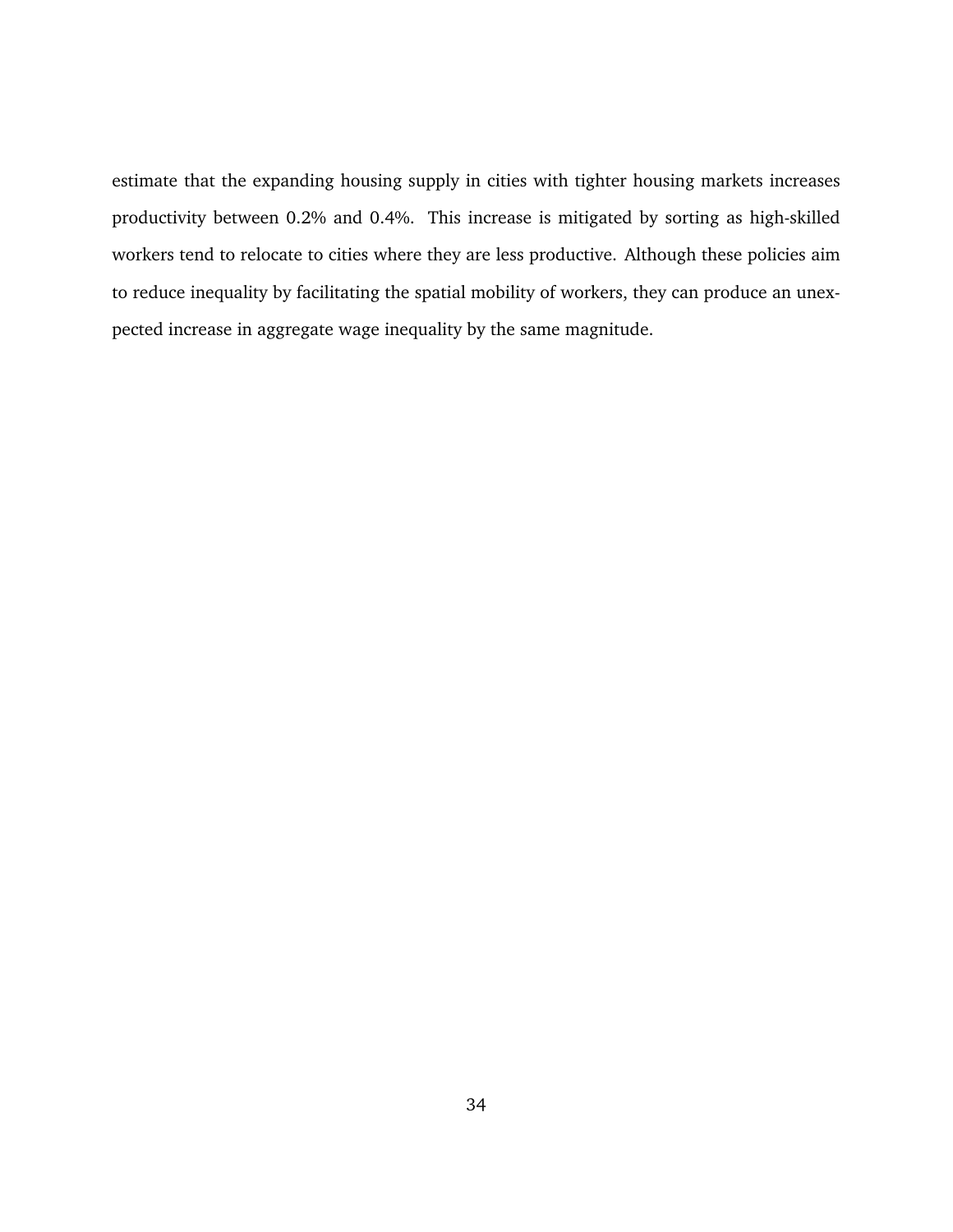estimate that the expanding housing supply in cities with tighter housing markets increases productivity between 0.2% and 0.4%. This increase is mitigated by sorting as high-skilled workers tend to relocate to cities where they are less productive. Although these policies aim to reduce inequality by facilitating the spatial mobility of workers, they can produce an unexpected increase in aggregate wage inequality by the same magnitude.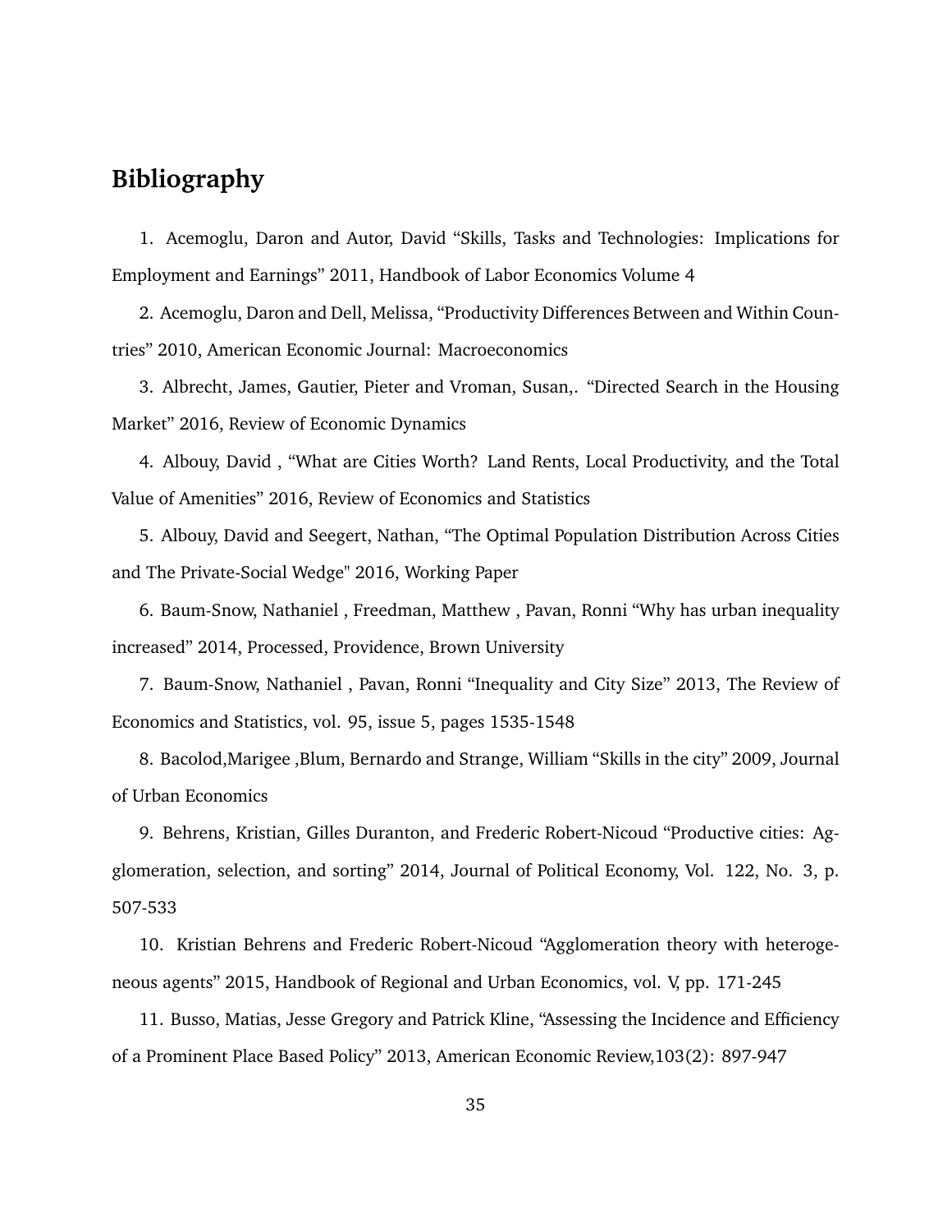## Bibliography

1. Acemoglu, Daron and Autor, David "Skills, Tasks and Technologies: Implications for Employment and Earnings" 2011, Handbook of Labor Economics Volume 4

2. Acemoglu, Daron and Dell, Melissa, "Productivity Differences Between and Within Countries" 2010, American Economic Journal: Macroeconomics

3. Albrecht, James, Gautier, Pieter and Vroman, Susan,. "Directed Search in the Housing Market" 2016, Review of Economic Dynamics

4. Albouy, David , "What are Cities Worth? Land Rents, Local Productivity, and the Total Value of Amenities" 2016, Review of Economics and Statistics

5. Albouy, David and Seegert, Nathan, "The Optimal Population Distribution Across Cities and The Private-Social Wedge" 2016, Working Paper

6. Baum-Snow, Nathaniel , Freedman, Matthew , Pavan, Ronni "Why has urban inequality increased" 2014, Processed, Providence, Brown University

7. Baum-Snow, Nathaniel , Pavan, Ronni "Inequality and City Size" 2013, The Review of Economics and Statistics, vol. 95, issue 5, pages 1535-1548

8. Bacolod,Marigee ,Blum, Bernardo and Strange, William "Skills in the city" 2009, Journal of Urban Economics

9. Behrens, Kristian, Gilles Duranton, and Frederic Robert-Nicoud "Productive cities: Agglomeration, selection, and sorting" 2014, Journal of Political Economy, Vol. 122, No. 3, p. 507-533

10. Kristian Behrens and Frederic Robert-Nicoud "Agglomeration theory with heterogeneous agents" 2015, Handbook of Regional and Urban Economics, vol. V, pp. 171-245

11. Busso, Matias, Jesse Gregory and Patrick Kline, "Assessing the Incidence and Efficiency of a Prominent Place Based Policy" 2013, American Economic Review,103(2): 897-947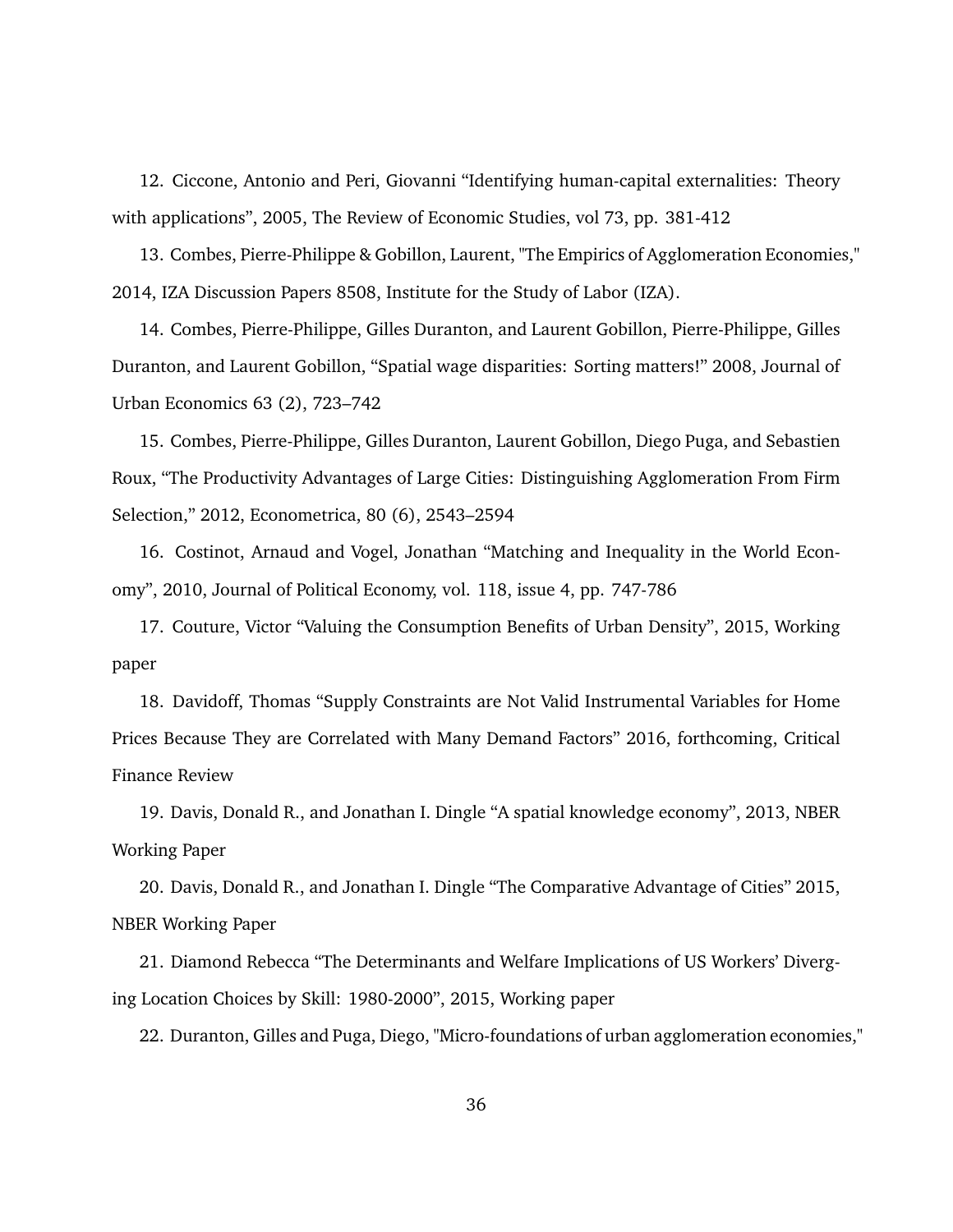12. Ciccone, Antonio and Peri, Giovanni “Identifying human-capital externalities: Theory with applications”, 2005, The Review of Economic Studies, vol 73, pp. 381-412

13. Combes, Pierre-Philippe & Gobillon, Laurent, "The Empirics of Agglomeration Economies," 2014, IZA Discussion Papers 8508, Institute for the Study of Labor (IZA).

14. Combes, Pierre-Philippe, Gilles Duranton, and Laurent Gobillon, Pierre-Philippe, Gilles Duranton, and Laurent Gobillon, “Spatial wage disparities: Sorting matters!” 2008, Journal of Urban Economics 63 (2), 723–742

15. Combes, Pierre-Philippe, Gilles Duranton, Laurent Gobillon, Diego Puga, and Sebastien Roux, “The Productivity Advantages of Large Cities: Distinguishing Agglomeration From Firm Selection,” 2012, Econometrica, 80 (6), 2543–2594

16. Costinot, Arnaud and Vogel, Jonathan “Matching and Inequality in the World Economy”, 2010, Journal of Political Economy, vol. 118, issue 4, pp. 747-786

17. Couture, Victor “Valuing the Consumption Benefits of Urban Density”, 2015, Working paper

18. Davidoff, Thomas “Supply Constraints are Not Valid Instrumental Variables for Home Prices Because They are Correlated with Many Demand Factors” 2016, forthcoming, Critical Finance Review

19. Davis, Donald R., and Jonathan I. Dingle “A spatial knowledge economy”, 2013, NBER Working Paper

20. Davis, Donald R., and Jonathan I. Dingle “The Comparative Advantage of Cities” 2015, NBER Working Paper

21. Diamond Rebecca “The Determinants and Welfare Implications of US Workers’ Diverging Location Choices by Skill: 1980-2000”, 2015, Working paper

22. Duranton, Gilles and Puga, Diego, "Micro-foundations of urban agglomeration economies,"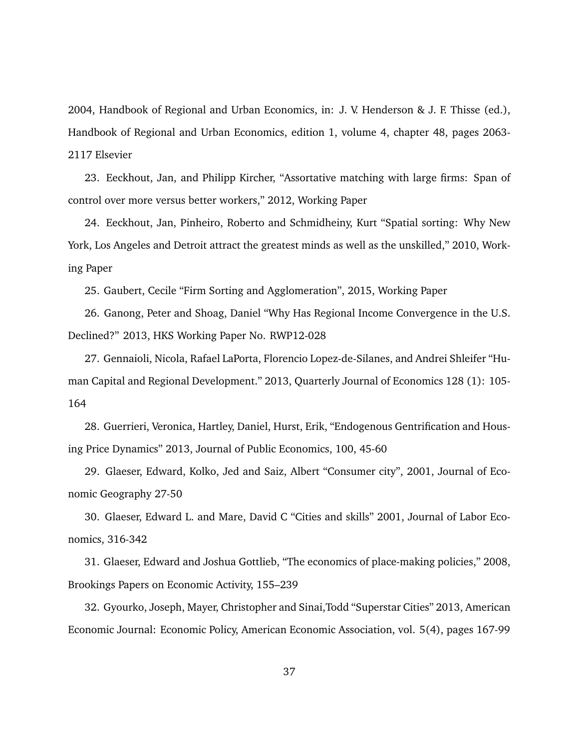2004, Handbook of Regional and Urban Economics, in: J. V. Henderson & J. F. Thisse (ed.), Handbook of Regional and Urban Economics, edition 1, volume 4, chapter 48, pages 2063-2117 Elsevier

23. Eeckhout, Jan, and Philipp Kircher, “Assortative matching with large firms: Span of control over more versus better workers,” 2012, Working Paper

24. Eeckhout, Jan, Pinheiro, Roberto and Schmidheiny, Kurt “Spatial sorting: Why New York, Los Angeles and Detroit attract the greatest minds as well as the unskilled,” 2010, Working Paper

25. Gaubert, Cecile “Firm Sorting and Agglomeration”, 2015, Working Paper

26. Ganong, Peter and Shoag, Daniel “Why Has Regional Income Convergence in the U.S. Declined?” 2013, HKS Working Paper No. RWP12-028

27. Gennaioli, Nicola, Rafael LaPorta, Florencio Lopez-de-Silanes, and Andrei Shleifer “Human Capital and Regional Development.” 2013, Quarterly Journal of Economics 128 (1): 105-164

28. Guerrieri, Veronica, Hartley, Daniel, Hurst, Erik, “Endogenous Gentrification and Housing Price Dynamics” 2013, Journal of Public Economics, 100, 45-60

29. Glaeser, Edward, Kolko, Jed and Saiz, Albert “Consumer city”, 2001, Journal of Economic Geography 27-50

30. Glaeser, Edward L. and Mare, David C “Cities and skills” 2001, Journal of Labor Economics, 316-342

31. Glaeser, Edward and Joshua Gottlieb, “The economics of place-making policies,” 2008, Brookings Papers on Economic Activity, 155–239

32. Gyourko, Joseph, Mayer, Christopher and Sinai,Todd “Superstar Cities” 2013, American Economic Journal: Economic Policy, American Economic Association, vol. 5(4), pages 167-99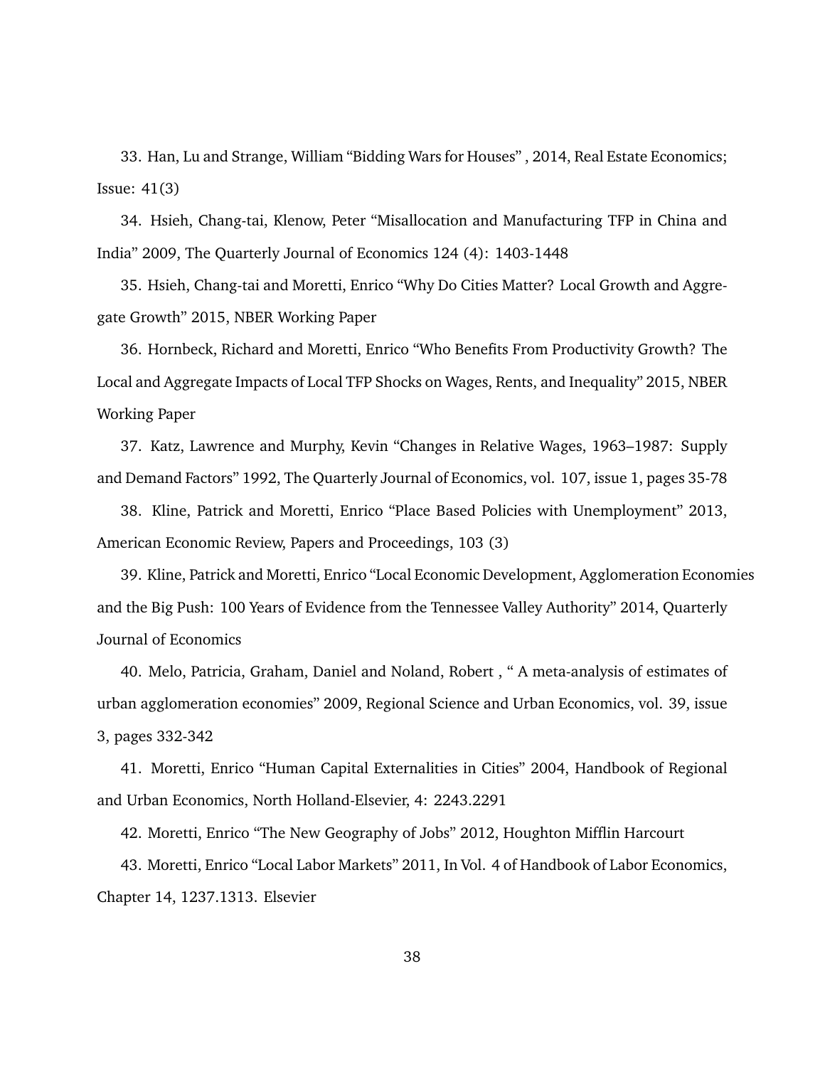33. Han, Lu and Strange, William "Bidding Wars for Houses" , 2014, Real Estate Economics; Issue: 41(3)

34. Hsieh, Chang-tai, Klenow, Peter "Misallocation and Manufacturing TFP in China and India" 2009, The Quarterly Journal of Economics 124 (4): 1403-1448

35. Hsieh, Chang-tai and Moretti, Enrico "Why Do Cities Matter? Local Growth and Aggregate Growth" 2015, NBER Working Paper

36. Hornbeck, Richard and Moretti, Enrico "Who Benefits From Productivity Growth? The Local and Aggregate Impacts of Local TFP Shocks on Wages, Rents, and Inequality" 2015, NBER Working Paper

37. Katz, Lawrence and Murphy, Kevin "Changes in Relative Wages, 1963–1987: Supply and Demand Factors" 1992, The Quarterly Journal of Economics, vol. 107, issue 1, pages 35-78

38. Kline, Patrick and Moretti, Enrico "Place Based Policies with Unemployment" 2013, American Economic Review, Papers and Proceedings, 103 (3)

39. Kline, Patrick and Moretti, Enrico "Local Economic Development, Agglomeration Economies and the Big Push: 100 Years of Evidence from the Tennessee Valley Authority" 2014, Quarterly Journal of Economics

40. Melo, Patricia, Graham, Daniel and Noland, Robert , " A meta-analysis of estimates of urban agglomeration economies" 2009, Regional Science and Urban Economics, vol. 39, issue 3, pages 332-342

41. Moretti, Enrico "Human Capital Externalities in Cities" 2004, Handbook of Regional and Urban Economics, North Holland-Elsevier, 4: 2243.2291

42. Moretti, Enrico "The New Geography of Jobs" 2012, Houghton Mifflin Harcourt

43. Moretti, Enrico "Local Labor Markets" 2011, In Vol. 4 of Handbook of Labor Economics, Chapter 14, 1237.1313. Elsevier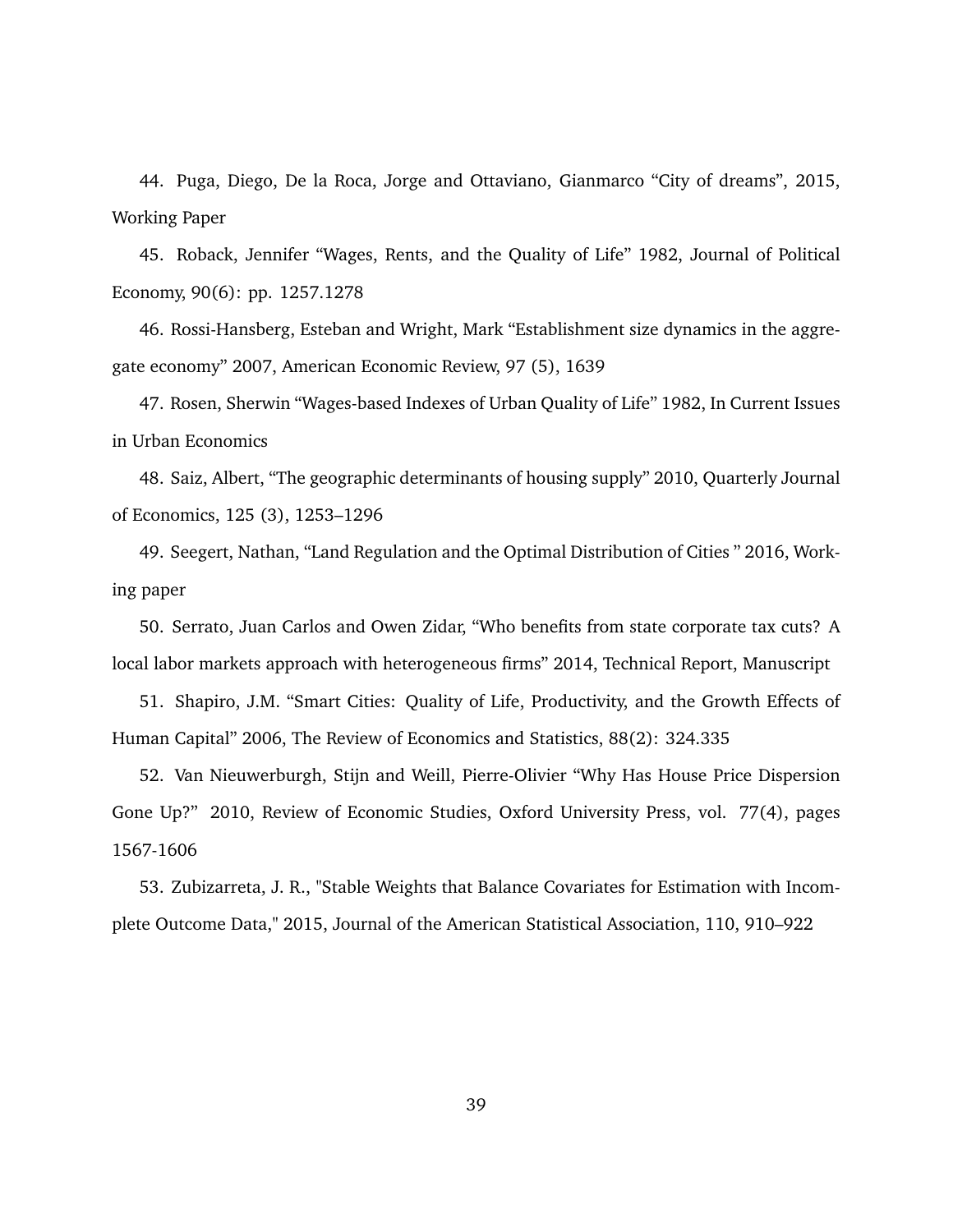44. Puga, Diego, De la Roca, Jorge and Ottaviano, Gianmarco “City of dreams”, 2015, Working Paper

45. Roback, Jennifer “Wages, Rents, and the Quality of Life” 1982, Journal of Political Economy, 90(6): pp. 1257.1278

46. Rossi-Hansberg, Esteban and Wright, Mark “Establishment size dynamics in the aggregate economy” 2007, American Economic Review, 97 (5), 1639

47. Rosen, Sherwin “Wages-based Indexes of Urban Quality of Life” 1982, In Current Issues in Urban Economics

48. Saiz, Albert, “The geographic determinants of housing supply” 2010, Quarterly Journal of Economics, 125 (3), 1253–1296

49. Seegert, Nathan, “Land Regulation and the Optimal Distribution of Cities ” 2016, Working paper

50. Serrato, Juan Carlos and Owen Zidar, “Who benefits from state corporate tax cuts? A local labor markets approach with heterogeneous firms” 2014, Technical Report, Manuscript

51. Shapiro, J.M. “Smart Cities: Quality of Life, Productivity, and the Growth Effects of Human Capital” 2006, The Review of Economics and Statistics, 88(2): 324.335

52. Van Nieuwerburgh, Stijn and Weill, Pierre-Olivier “Why Has House Price Dispersion Gone Up?” 2010, Review of Economic Studies, Oxford University Press, vol. 77(4), pages 1567-1606

53. Zubizarreta, J. R., "Stable Weights that Balance Covariates for Estimation with Incomplete Outcome Data," 2015, Journal of the American Statistical Association, 110, 910–922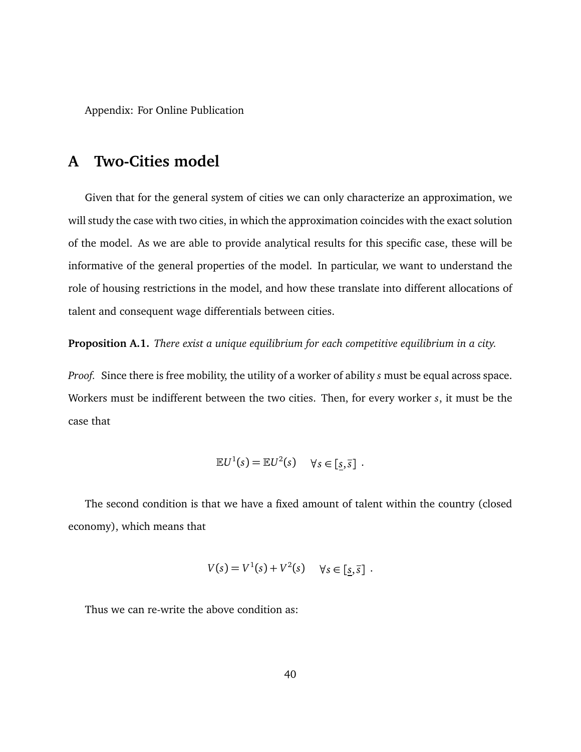Appendix: For Online Publication

# A Two-Cities model

Given that for the general system of cities we can only characterize an approximation, we will study the case with two cities, in which the approximation coincides with the exact solution of the model. As we are able to provide analytical results for this specific case, these will be informative of the general properties of the model. In particular, we want to understand the role of housing restrictions in the model, and how these translate into different allocations of talent and consequent wage differentials between cities.

**Proposition A.1.** *There exist a unique equilibrium for each competitive equilibrium in a city.*

*Proof.* Since there is free mobility, the utility of a worker of ability $s$ must be equal across space. Workers must be indifferent between the two cities. Then, for every worker $s$, it must be the case that

$$\mathbb{E}U^1(s) = \mathbb{E}U^2(s) \quad \forall s \in [\underline{s}, \bar{s}] \ .$$

The second condition is that we have a fixed amount of talent within the country (closed economy), which means that

$$V(s) = V^1(s) + V^2(s) \quad \forall s \in [\underline{s}, \bar{s}] \ .$$

Thus we can re-write the above condition as: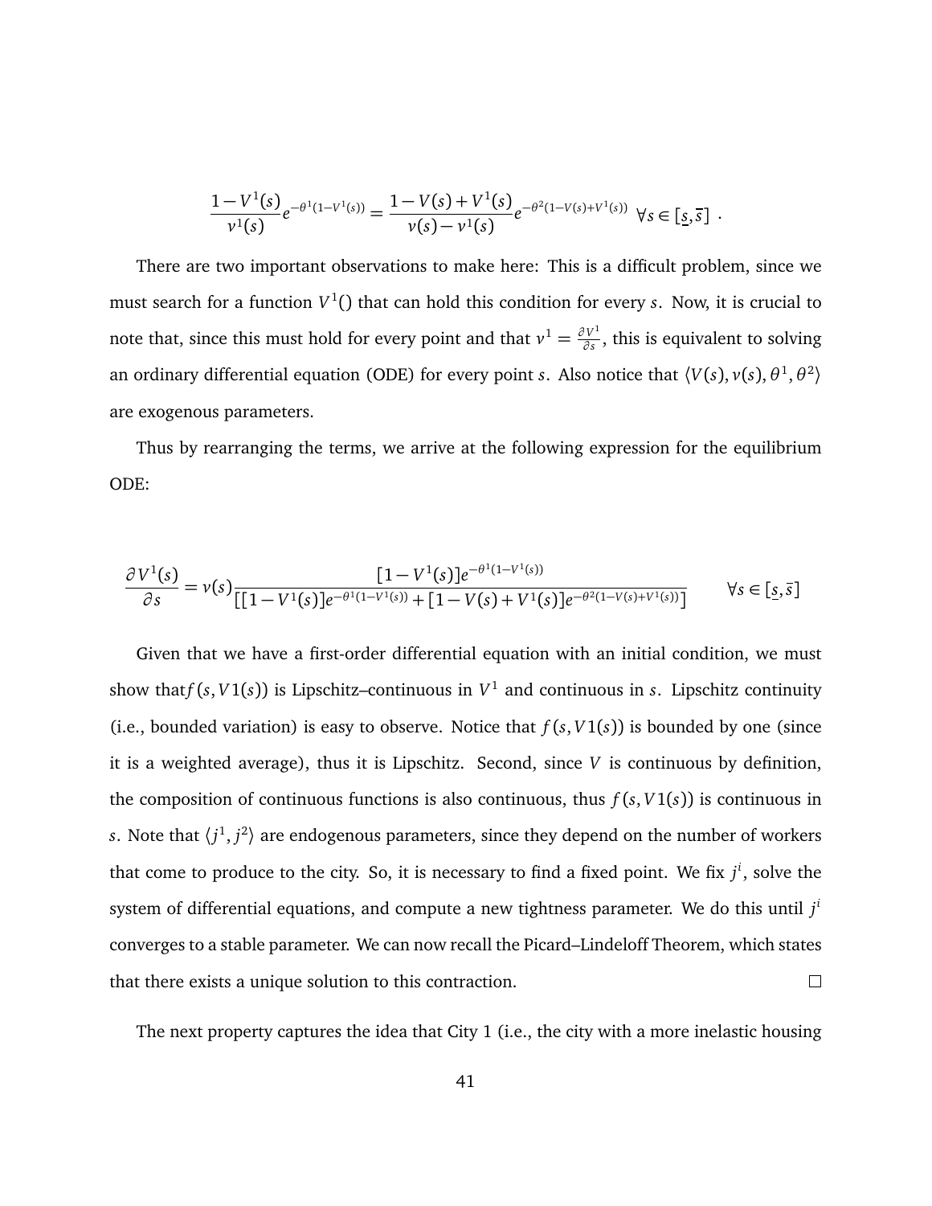$$\frac{1-V^1(s)}{v^1(s)}e^{-\theta^1(1-V^1(s))} = \frac{1-V(s)+V^1(s)}{v(s)-v^1(s)}e^{-\theta^2(1-V(s)+V^1(s))} \;\; \forall s \in [\underline{s}, \overline{s}] \; .$$

There are two important observations to make here: This is a difficult problem, since we must search for a function $V^1()$ that can hold this condition for every $s$. Now, it is crucial to note that, since this must hold for every point and that $v^1 = \frac{\partial V^1}{\partial s}$, this is equivalent to solving an ordinary differential equation (ODE) for every point $s$. Also notice that $\langle V(s), v(s), \theta^1, \theta^2 \rangle$ are exogenous parameters.

Thus by rearranging the terms, we arrive at the following expression for the equilibrium ODE:

$$\frac{\partial V^1(s)}{\partial s} = v(s)\frac{[1-V^1(s)]e^{-\theta^1(1-V^1(s))}}{[[1-V^1(s)]e^{-\theta^1(1-V^1(s))} + [1-V(s)+V^1(s)]e^{-\theta^2(1-V(s)+V^1(s))}]} \qquad \forall s \in [\underline{s}, \bar{s}]$$

Given that we have a first-order differential equation with an initial condition, we must show that$f(s, V1(s))$ is Lipschitz–continuous in $V^1$ and continuous in $s$. Lipschitz continuity (i.e., bounded variation) is easy to observe. Notice that $f(s, V1(s))$ is bounded by one (since it is a weighted average), thus it is Lipschitz. Second, since $V$ is continuous by definition, the composition of continuous functions is also continuous, thus $f(s, V1(s))$ is continuous in $s$. Note that $\langle j^1, j^2 \rangle$ are endogenous parameters, since they depend on the number of workers that come to produce to the city. So, it is necessary to find a fixed point. We fix $j^i$, solve the system of differential equations, and compute a new tightness parameter. We do this until $j^i$ converges to a stable parameter. We can now recall the Picard–Lindeloff Theorem, which states that there exists a unique solution to this contraction. □

The next property captures the idea that City 1 (i.e., the city with a more inelastic housing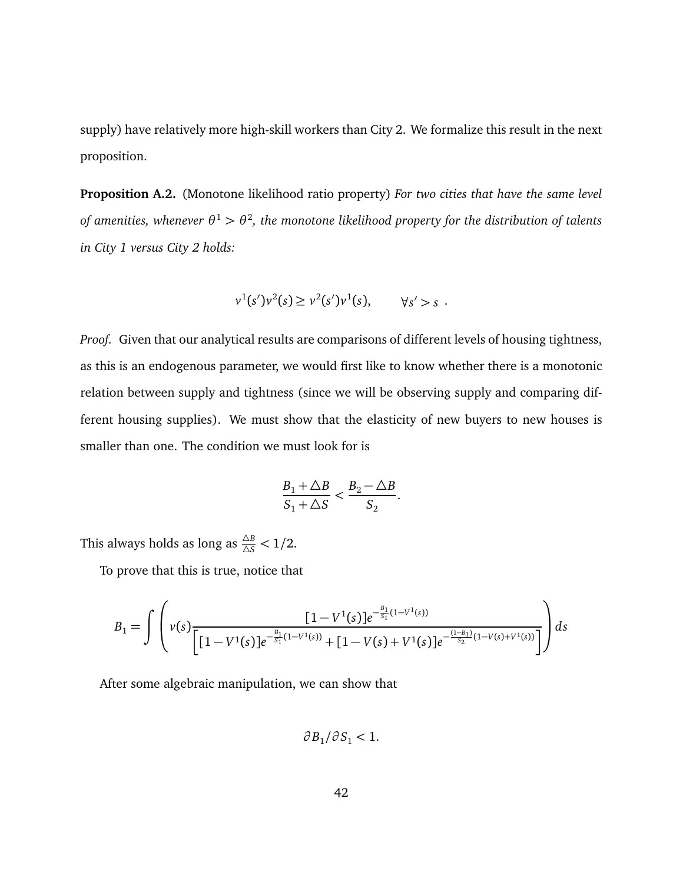supply) have relatively more high-skill workers than City 2. We formalize this result in the next proposition.

**Proposition A.2.** (Monotone likelihood ratio property) *For two cities that have the same level of amenities, whenever $\theta^1 > \theta^2$, the monotone likelihood property for the distribution of talents in City 1 versus City 2 holds:*

$$v^1(s')v^2(s) \geq v^2(s')v^1(s), \qquad \forall s' > s \ .$$

*Proof.* Given that our analytical results are comparisons of different levels of housing tightness, as this is an endogenous parameter, we would first like to know whether there is a monotonic relation between supply and tightness (since we will be observing supply and comparing different housing supplies). We must show that the elasticity of new buyers to new houses is smaller than one. The condition we must look for is

$$\frac{B_1 + \triangle B}{S_1 + \triangle S} < \frac{B_2 - \triangle B}{S_2}.$$

This always holds as long as $\frac{\triangle B}{\triangle S} < 1/2$.

To prove that this is true, notice that

$$B_1 = \int \left( v(s) \frac{[1 - V^1(s)]e^{-\frac{B_1}{S_1}(1-V^1(s))}}{\left[ [1 - V^1(s)]e^{-\frac{B_1}{S_1}(1-V^1(s))} + [1 - V(s) + V^1(s)]e^{-\frac{(1-B_1)}{S_2}(1-V(s)+V^1(s))} \right]} \right) ds$$

After some algebraic manipulation, we can show that

$$\partial B_1 / \partial S_1 < 1.$$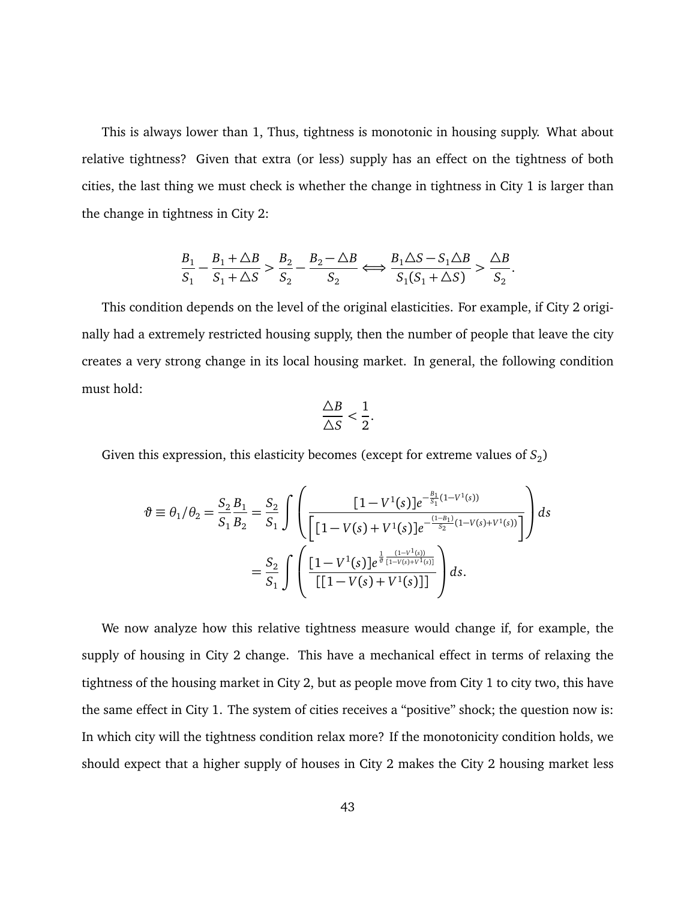This is always lower than 1, Thus, tightness is monotonic in housing supply. What about relative tightness? Given that extra (or less) supply has an effect on the tightness of both cities, the last thing we must check is whether the change in tightness in City 1 is larger than the change in tightness in City 2:

$$\frac{B_1}{S_1} - \frac{B_1 + \triangle B}{S_1 + \triangle S} > \frac{B_2}{S_2} - \frac{B_2 - \triangle B}{S_2} \Longleftrightarrow \frac{B_1 \triangle S - S_1 \triangle B}{S_1(S_1 + \triangle S)} > \frac{\triangle B}{S_2}.$$

This condition depends on the level of the original elasticities. For example, if City 2 originally had a extremely restricted housing supply, then the number of people that leave the city creates a very strong change in its local housing market. In general, the following condition must hold:

$$\frac{\triangle B}{\triangle S} < \frac{1}{2}.$$

Given this expression, this elasticity becomes (except for extreme values of $S_2$)

$$\begin{aligned}
\vartheta \equiv \theta_1/\theta_2 = \frac{S_2}{S_1}\frac{B_1}{B_2} &= \frac{S_2}{S_1}\int \left( \frac{[1 - V^1(s)]e^{-\frac{B_1}{S_1}(1-V^1(s))}}{\left[[1 - V(s) + V^1(s)]e^{-\frac{(1-B_1)}{S_2}(1-V(s)+V^1(s))}\right]} \right) ds \\
&= \frac{S_2}{S_1}\int \left( \frac{[1 - V^1(s)]e^{\frac{1}{\vartheta}\frac{(1-V^1(s))}{[1-V(s)+V^1(s)]}}}{[[1 - V(s) + V^1(s)]]} \right) ds.
\end{aligned}$$

We now analyze how this relative tightness measure would change if, for example, the supply of housing in City 2 change. This have a mechanical effect in terms of relaxing the tightness of the housing market in City 2, but as people move from City 1 to city two, this have the same effect in City 1. The system of cities receives a "positive" shock; the question now is: In which city will the tightness condition relax more? If the monotonicity condition holds, we should expect that a higher supply of houses in City 2 makes the City 2 housing market less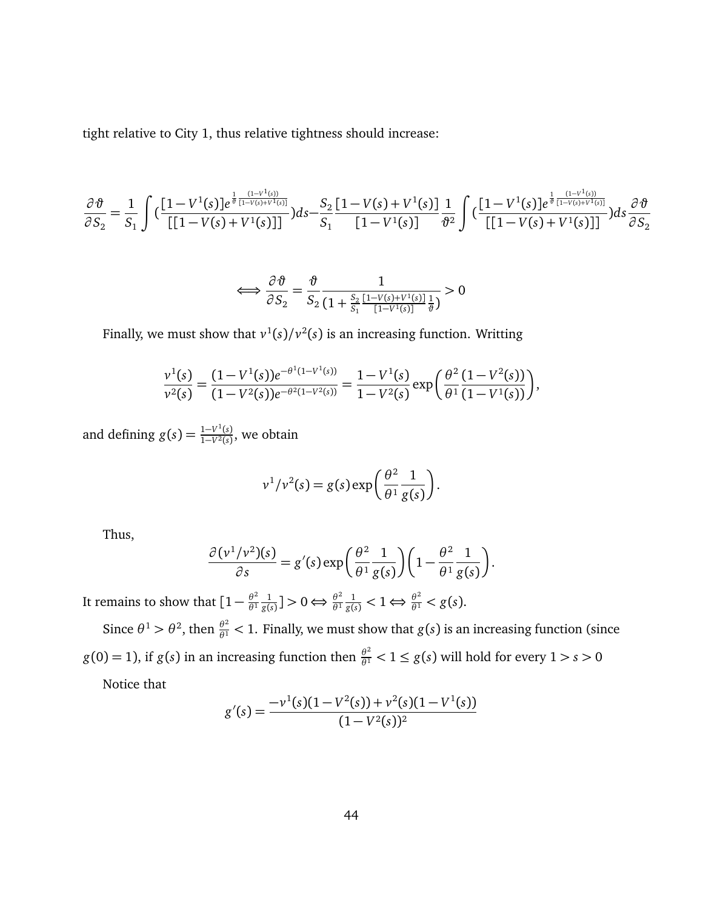tight relative to City 1, thus relative tightness should increase:

$$\frac{\partial \vartheta}{\partial S_2} = \frac{1}{S_1}\int (\frac{[1-V^1(s)]e^{\frac{1}{\vartheta}\frac{(1-V^1(s))}{[1-V(s)+V^1(s)]}}}{[[1-V(s)+V^1(s)]]})ds - \frac{S_2}{S_1}\frac{[1-V(s)+V^1(s)]}{[1-V^1(s)]}\frac{1}{\vartheta^2}\int (\frac{[1-V^1(s)]e^{\frac{1}{\vartheta}\frac{(1-V^1(s))}{[1-V(s)+V^1(s)]}}}{[[1-V(s)+V^1(s)]]})ds\frac{\partial \vartheta}{\partial S_2}$$

$$\iff \frac{\partial \vartheta}{\partial S_2} = \frac{\vartheta}{S_2}\frac{1}{(1+\frac{S_2}{S_1}\frac{[1-V(s)+V^1(s)]}{[1-V^1(s)]}\frac{1}{\vartheta})} > 0$$

Finally, we must show that $v^1(s)/v^2(s)$ is an increasing function. Writting

$$\frac{v^1(s)}{v^2(s)} = \frac{(1-V^1(s))e^{-\theta^1(1-V^1(s))}}{(1-V^2(s))e^{-\theta^2(1-V^2(s))}} = \frac{1-V^1(s)}{1-V^2(s)}\exp\left(\frac{\theta^2}{\theta^1}\frac{(1-V^2(s))}{(1-V^1(s))}\right),$$

and defining $g(s) = \frac{1-V^1(s)}{1-V^2(s)}$, we obtain

$$v^1/v^2(s) = g(s)\exp\left(\frac{\theta^2}{\theta^1}\frac{1}{g(s)}\right).$$

Thus,

$$\frac{\partial(v^1/v^2)(s)}{\partial s} = g'(s)\exp\left(\frac{\theta^2}{\theta^1}\frac{1}{g(s)}\right)\left(1-\frac{\theta^2}{\theta^1}\frac{1}{g(s)}\right).$$

It remains to show that $[1-\frac{\theta^2}{\theta^1}\frac{1}{g(s)}] > 0 \iff \frac{\theta^2}{\theta^1}\frac{1}{g(s)} < 1 \iff \frac{\theta^2}{\theta^1} < g(s)$.

Since $\theta^1 > \theta^2$, then $\frac{\theta^2}{\theta^1} < 1$. Finally, we must show that $g(s)$ is an increasing function (since $g(0) = 1$), if $g(s)$ in an increasing function then $\frac{\theta^2}{\theta^1} < 1 \leq g(s)$ will hold for every $1 > s > 0$

Notice that

$$g'(s) = \frac{-v^1(s)(1-V^2(s)) + v^2(s)(1-V^1(s))}{(1-V^2(s))^2}$$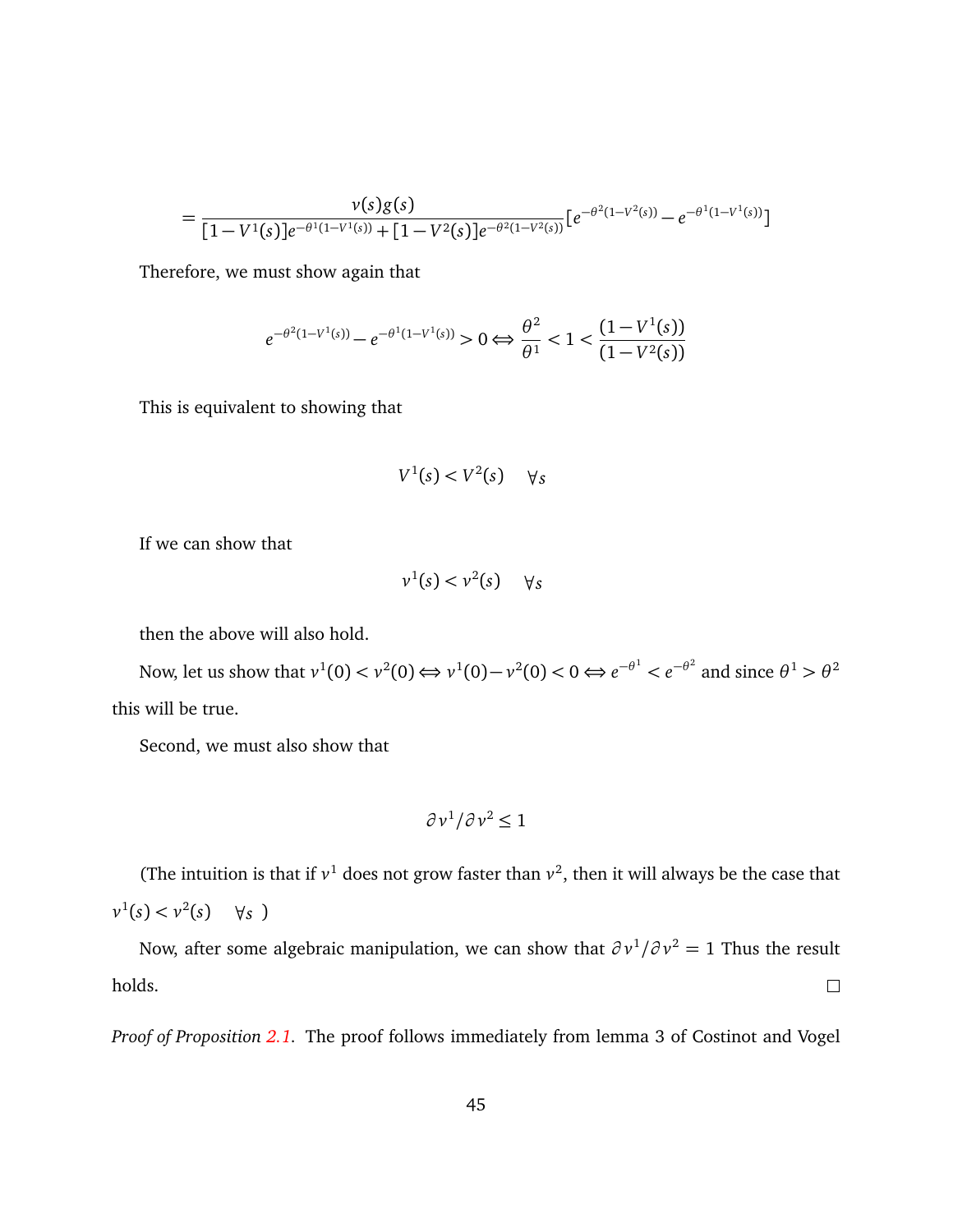$$= \frac{v(s)g(s)}{[1-V^1(s)]e^{-\theta^1(1-V^1(s))}+[1-V^2(s)]e^{-\theta^2(1-V^2(s))}}[e^{-\theta^2(1-V^2(s))}-e^{-\theta^1(1-V^1(s))}]$$

Therefore, we must show again that

$$e^{-\theta^2(1-V^1(s))}-e^{-\theta^1(1-V^1(s))}>0 \Leftrightarrow \frac{\theta^2}{\theta^1}<1<\frac{(1-V^1(s))}{(1-V^2(s))}$$

This is equivalent to showing that

$$V^1(s)<V^2(s) \quad \forall s$$

If we can show that

$$v^1(s)<v^2(s) \quad \forall s$$

then the above will also hold.

Now, let us show that $v^1(0)<v^2(0) \Leftrightarrow v^1(0)-v^2(0)<0 \Leftrightarrow e^{-\theta^1}<e^{-\theta^2}$ and since $\theta^1>\theta^2$ this will be true.

Second, we must also show that

$$\partial v^1/\partial v^2 \leq 1$$

(The intuition is that if $v^1$ does not grow faster than $v^2$, then it will always be the case that $v^1(s)<v^2(s) \quad \forall s$ )

Now, after some algebraic manipulation, we can show that $\partial v^1/\partial v^2=1$ Thus the result holds. □

*Proof of Proposition 2.1.* The proof follows immediately from lemma 3 of Costinot and Vogel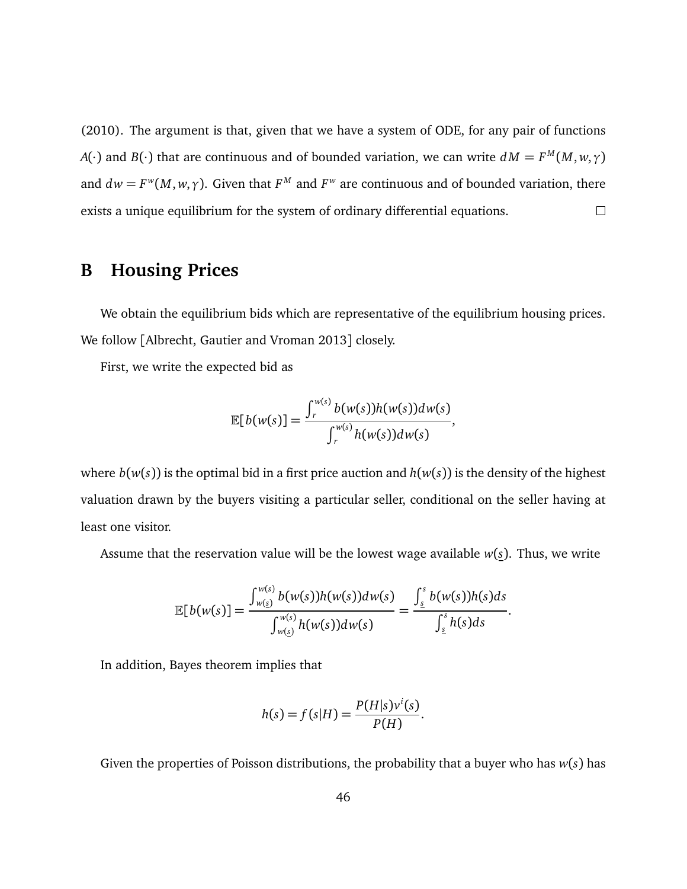(2010). The argument is that, given that we have a system of ODE, for any pair of functions $A(\cdot)$ and $B(\cdot)$ that are continuous and of bounded variation, we can write $dM = F^M(M, w, \gamma)$ and $dw = F^w(M, w, \gamma)$. Given that $F^M$ and $F^w$ are continuous and of bounded variation, there exists a unique equilibrium for the system of ordinary differential equations. □

# B Housing Prices

We obtain the equilibrium bids which are representative of the equilibrium housing prices. We follow [Albrecht, Gautier and Vroman 2013] closely.

First, we write the expected bid as

$$\mathbb{E}[b(w(s)] = \frac{\int_r^{w(s)} b(w(s))h(w(s))dw(s)}{\int_r^{w(s)} h(w(s))dw(s)},$$

where $b(w(s))$ is the optimal bid in a first price auction and $h(w(s))$ is the density of the highest valuation drawn by the buyers visiting a particular seller, conditional on the seller having at least one visitor.

Assume that the reservation value will be the lowest wage available $w(\underline{s})$. Thus, we write

$$\mathbb{E}[b(w(s)] = \frac{\int_{w(\underline{s})}^{w(s)} b(w(s))h(w(s))dw(s)}{\int_{w(\underline{s})}^{w(s)} h(w(s))dw(s)} = \frac{\int_{\underline{s}}^{s} b(w(s))h(s)ds}{\int_{\underline{s}}^{s} h(s)ds}.$$

In addition, Bayes theorem implies that

$$h(s) = f(s|H) = \frac{P(H|s)v^i(s)}{P(H)}.$$

Given the properties of Poisson distributions, the probability that a buyer who has $w(s)$ has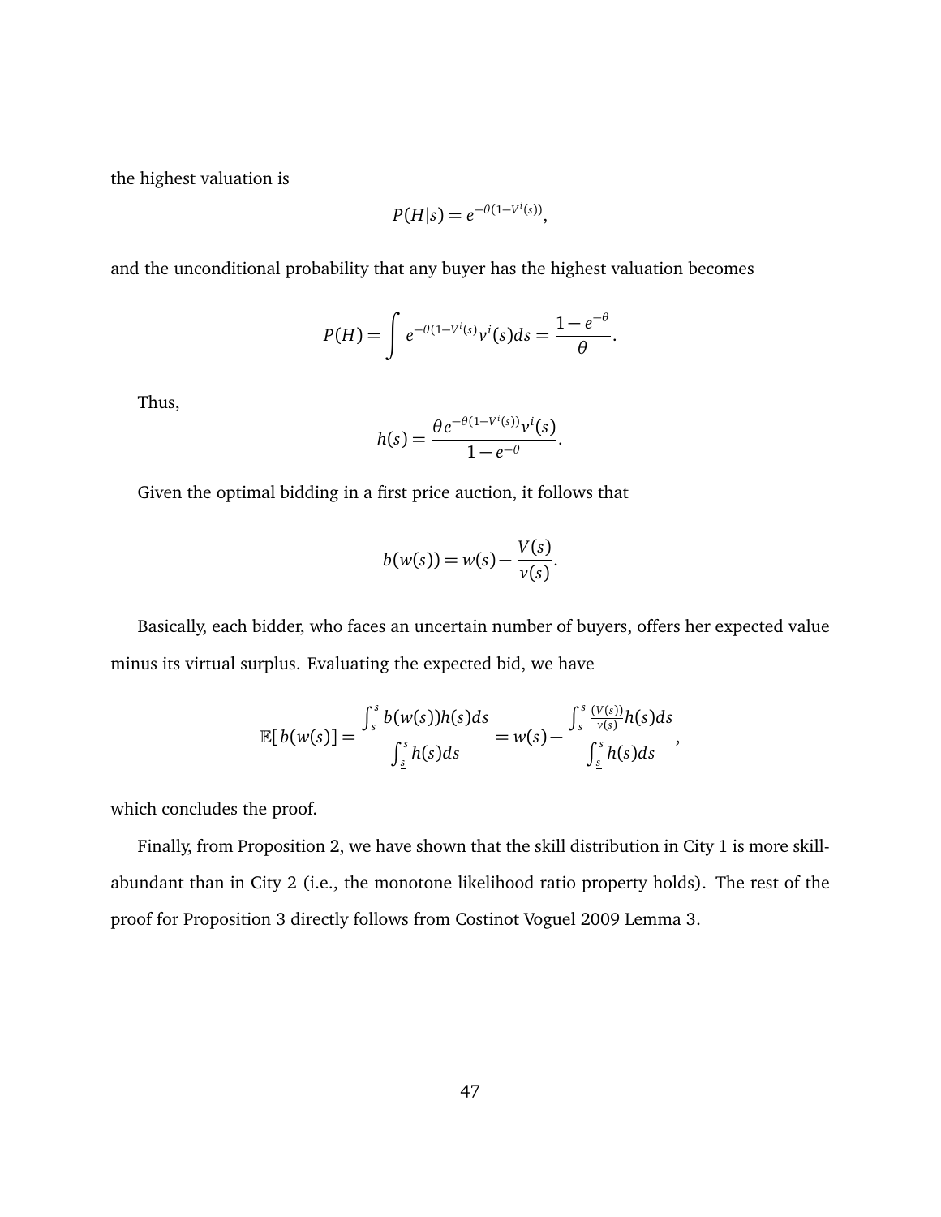the highest valuation is

$$P(H|s) = e^{-\theta(1-V^i(s))},$$

and the unconditional probability that any buyer has the highest valuation becomes

$$P(H) = \int e^{-\theta(1-V^i(s))} v^i(s) ds = \frac{1-e^{-\theta}}{\theta}.$$

Thus,

$$h(s) = \frac{\theta e^{-\theta(1-V^i(s))} v^i(s)}{1-e^{-\theta}}.$$

Given the optimal bidding in a first price auction, it follows that

$$b(w(s)) = w(s) - \frac{V(s)}{v(s)}.$$

Basically, each bidder, who faces an uncertain number of buyers, offers her expected value minus its virtual surplus. Evaluating the expected bid, we have

$$\mathbb{E}[b(w(s))] = \frac{\int_{\underline{s}}^{s} b(w(s))h(s)ds}{\int_{\underline{s}}^{s} h(s)ds} = w(s) - \frac{\int_{\underline{s}}^{s} \frac{(V(s))}{v(s)} h(s)ds}{\int_{\underline{s}}^{s} h(s)ds},$$

which concludes the proof.

Finally, from Proposition 2, we have shown that the skill distribution in City 1 is more skill-abundant than in City 2 (i.e., the monotone likelihood ratio property holds). The rest of the proof for Proposition 3 directly follows from Costinot Voguel 2009 Lemma 3.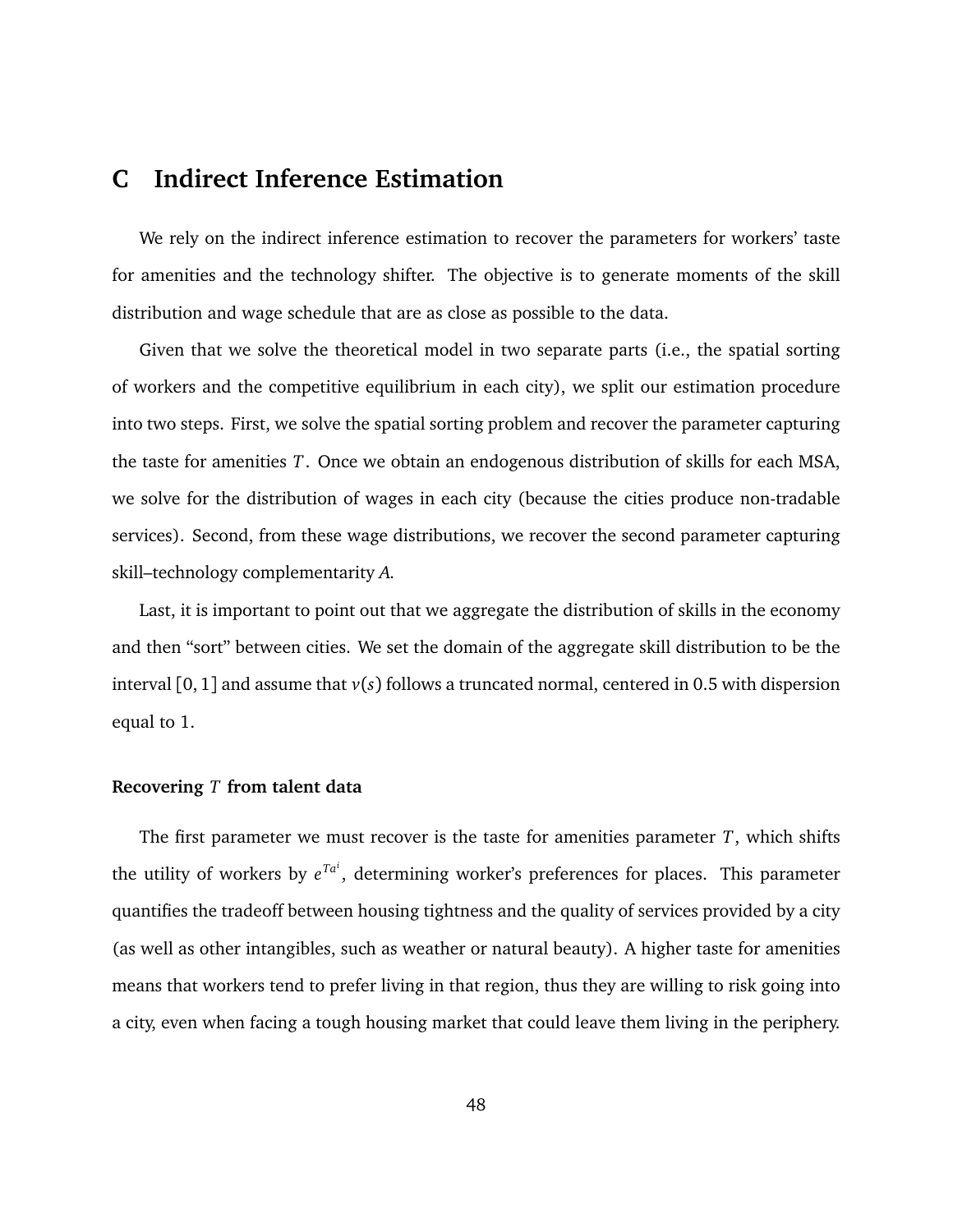# C Indirect Inference Estimation

We rely on the indirect inference estimation to recover the parameters for workers' taste for amenities and the technology shifter. The objective is to generate moments of the skill distribution and wage schedule that are as close as possible to the data.

Given that we solve the theoretical model in two separate parts (i.e., the spatial sorting of workers and the competitive equilibrium in each city), we split our estimation procedure into two steps. First, we solve the spatial sorting problem and recover the parameter capturing the taste for amenities $T$. Once we obtain an endogenous distribution of skills for each MSA, we solve for the distribution of wages in each city (because the cities produce non-tradable services). Second, from these wage distributions, we recover the second parameter capturing skill–technology complementarity $A$.

Last, it is important to point out that we aggregate the distribution of skills in the economy and then "sort" between cities. We set the domain of the aggregate skill distribution to be the interval $[0, 1]$ and assume that $v(s)$ follows a truncated normal, centered in 0.5 with dispersion equal to 1.

### Recovering $T$ from talent data

The first parameter we must recover is the taste for amenities parameter $T$, which shifts the utility of workers by $e^{Ta^i}$, determining worker's preferences for places. This parameter quantifies the tradeoff between housing tightness and the quality of services provided by a city (as well as other intangibles, such as weather or natural beauty). A higher taste for amenities means that workers tend to prefer living in that region, thus they are willing to risk going into a city, even when facing a tough housing market that could leave them living in the periphery.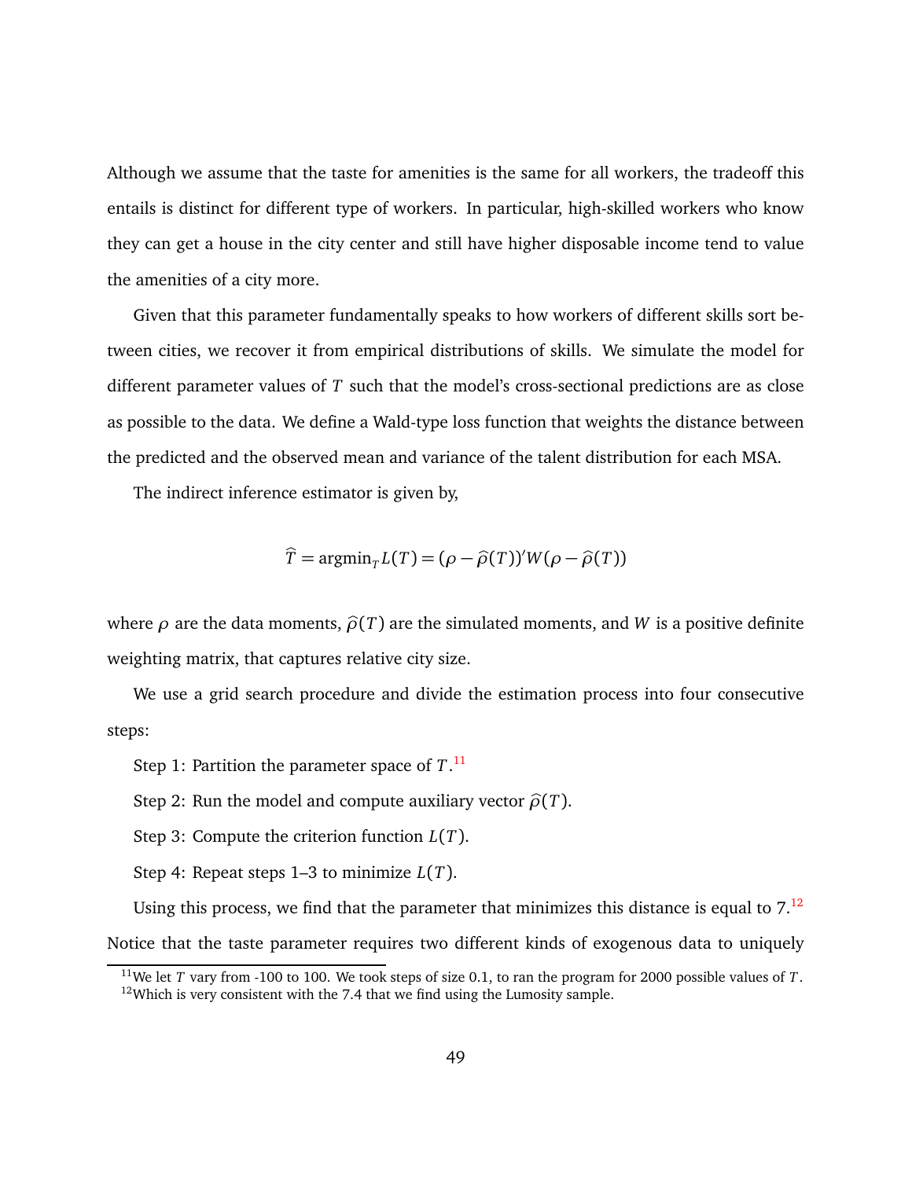Although we assume that the taste for amenities is the same for all workers, the tradeoff this entails is distinct for different type of workers. In particular, high-skilled workers who know they can get a house in the city center and still have higher disposable income tend to value the amenities of a city more.

Given that this parameter fundamentally speaks to how workers of different skills sort between cities, we recover it from empirical distributions of skills. We simulate the model for different parameter values of $T$ such that the model's cross-sectional predictions are as close as possible to the data. We define a Wald-type loss function that weights the distance between the predicted and the observed mean and variance of the talent distribution for each MSA.

The indirect inference estimator is given by,

$$\widehat{T} = \operatorname{argmin}_T L(T) = (\rho - \widehat{\rho}(T))' W (\rho - \widehat{\rho}(T))$$

where $\rho$ are the data moments, $\widehat{\rho}(T)$ are the simulated moments, and $W$ is a positive definite weighting matrix, that captures relative city size.

We use a grid search procedure and divide the estimation process into four consecutive steps:

Step 1: Partition the parameter space of $T$.[11]

Step 2: Run the model and compute auxiliary vector $\widehat{\rho}(T)$.

Step 3: Compute the criterion function $L(T)$.

Step 4: Repeat steps 1–3 to minimize $L(T)$.

Using this process, we find that the parameter that minimizes this distance is equal to 7.[12] Notice that the taste parameter requires two different kinds of exogenous data to uniquely

[11] We let $T$ vary from -100 to 100. We took steps of size 0.1, to ran the program for 2000 possible values of $T$.

[12] Which is very consistent with the 7.4 that we find using the Lumosity sample.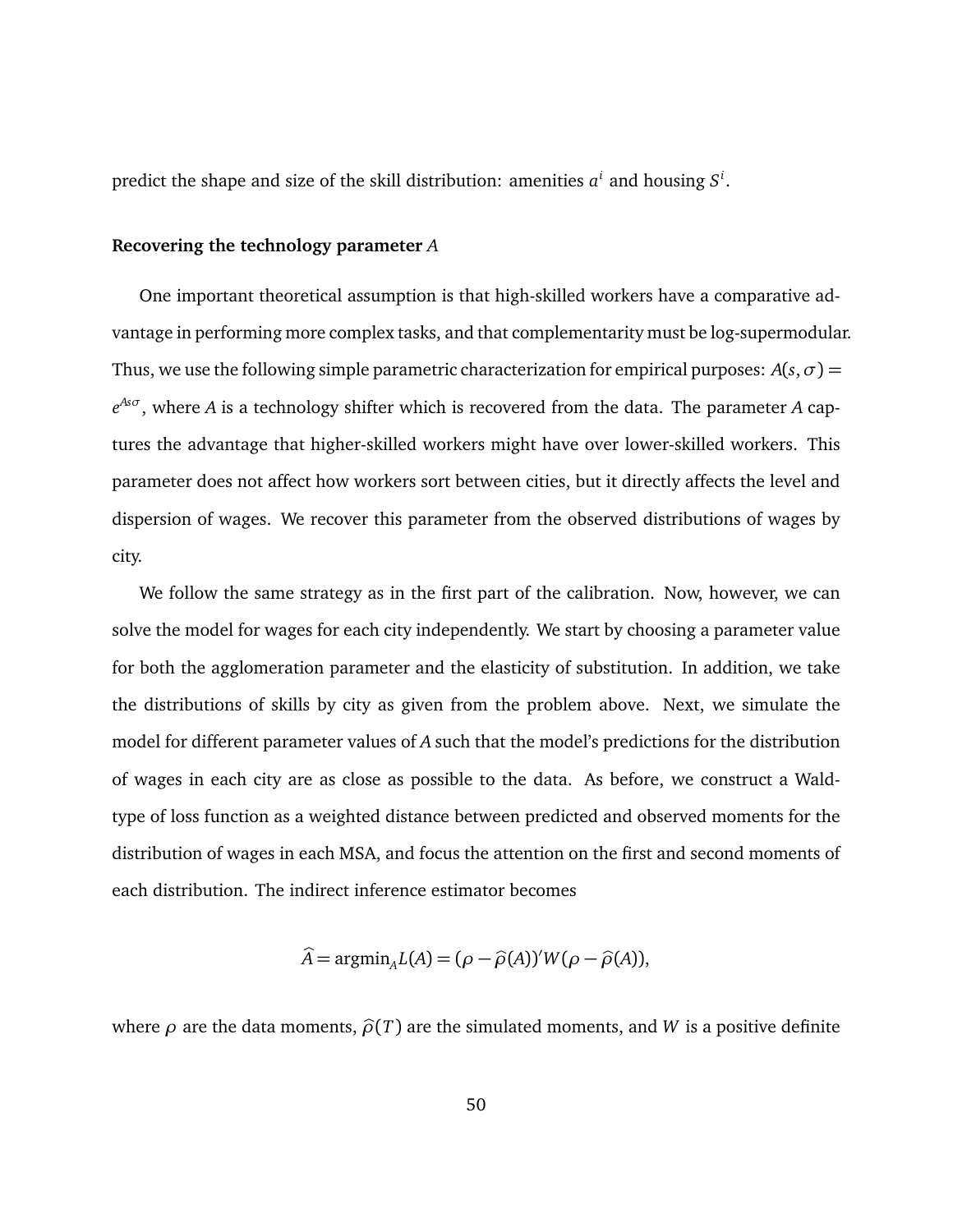predict the shape and size of the skill distribution: amenities $a^i$ and housing $S^i$.

**Recovering the technology parameter** $A$

One important theoretical assumption is that high-skilled workers have a comparative advantage in performing more complex tasks, and that complementarity must be log-supermodular. Thus, we use the following simple parametric characterization for empirical purposes: $A(s,\sigma) = e^{As\sigma}$, where $A$ is a technology shifter which is recovered from the data. The parameter $A$ captures the advantage that higher-skilled workers might have over lower-skilled workers. This parameter does not affect how workers sort between cities, but it directly affects the level and dispersion of wages. We recover this parameter from the observed distributions of wages by city.

We follow the same strategy as in the first part of the calibration. Now, however, we can solve the model for wages for each city independently. We start by choosing a parameter value for both the agglomeration parameter and the elasticity of substitution. In addition, we take the distributions of skills by city as given from the problem above. Next, we simulate the model for different parameter values of $A$ such that the model's predictions for the distribution of wages in each city are as close as possible to the data. As before, we construct a Wald-type of loss function as a weighted distance between predicted and observed moments for the distribution of wages in each MSA, and focus the attention on the first and second moments of each distribution. The indirect inference estimator becomes

$$\widehat{A} = \text{argmin}_A L(A) = (\rho - \widehat{\rho}(A))' W (\rho - \widehat{\rho}(A)),$$

where $\rho$ are the data moments, $\widehat{\rho}(T)$ are the simulated moments, and $W$ is a positive definite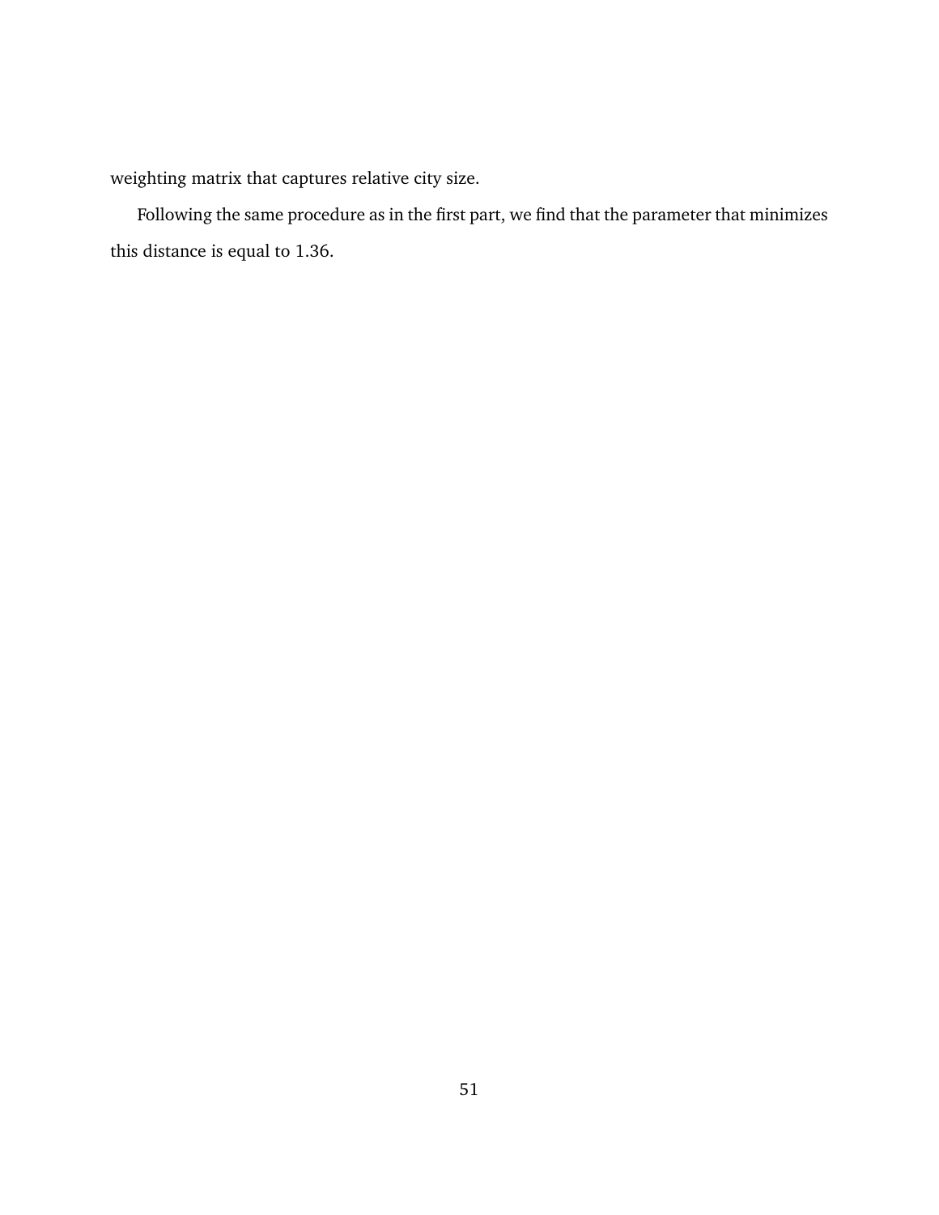weighting matrix that captures relative city size.

Following the same procedure as in the first part, we find that the parameter that minimizes this distance is equal to 1.36.